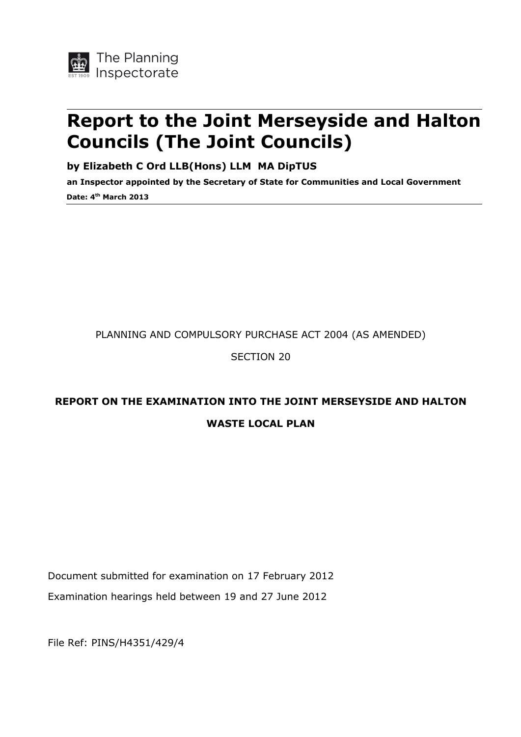The Planning Inspectorate

# Report to the Joint Merseyside and Halton Councils (The Joint Councils)

**by Elizabeth C Ord LLB(Hons) LLM MA DipTUS**

**an Inspector appointed by the Secretary of State for Communities and Local Government**

**Date: 4th March 2013**

PLANNING AND COMPULSORY PURCHASE ACT 2004 (AS AMENDED)

SECTION 20

## REPORT ON THE EXAMINATION INTO THE JOINT MERSEYSIDE AND HALTON WASTE LOCAL PLAN

Document submitted for examination on 17 February 2012

Examination hearings held between 19 and 27 June 2012

File Ref: PINS/H4351/429/4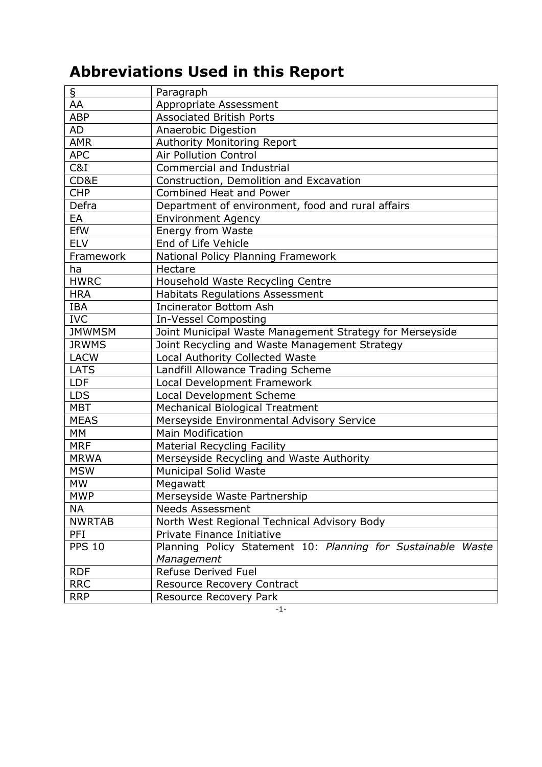## Abbreviations Used in this Report

| | |
|---|---|
| § | Paragraph |
| AA | Appropriate Assessment |
| ABP | Associated British Ports |
| AD | Anaerobic Digestion |
| AMR | Authority Monitoring Report |
| APC | Air Pollution Control |
| C&I | Commercial and Industrial |
| CD&E | Construction, Demolition and Excavation |
| CHP | Combined Heat and Power |
| Defra | Department of environment, food and rural affairs |
| EA | Environment Agency |
| EfW | Energy from Waste |
| ELV | End of Life Vehicle |
| Framework | National Policy Planning Framework |
| ha | Hectare |
| HWRC | Household Waste Recycling Centre |
| HRA | Habitats Regulations Assessment |
| IBA | Incinerator Bottom Ash |
| IVC | In-Vessel Composting |
| JMWMSM | Joint Municipal Waste Management Strategy for Merseyside |
| JRWMS | Joint Recycling and Waste Management Strategy |
| LACW | Local Authority Collected Waste |
| LATS | Landfill Allowance Trading Scheme |
| LDF | Local Development Framework |
| LDS | Local Development Scheme |
| MBT | Mechanical Biological Treatment |
| MEAS | Merseyside Environmental Advisory Service |
| MM | Main Modification |
| MRF | Material Recycling Facility |
| MRWA | Merseyside Recycling and Waste Authority |
| MSW | Municipal Solid Waste |
| MW | Megawatt |
| MWP | Merseyside Waste Partnership |
| NA | Needs Assessment |
| NWRTAB | North West Regional Technical Advisory Body |
| PFI | Private Finance Initiative |
| PPS 10 | Planning Policy Statement 10: *Planning for Sustainable Waste Management* |
| RDF | Refuse Derived Fuel |
| RRC | Resource Recovery Contract |
| RRP | Resource Recovery Park |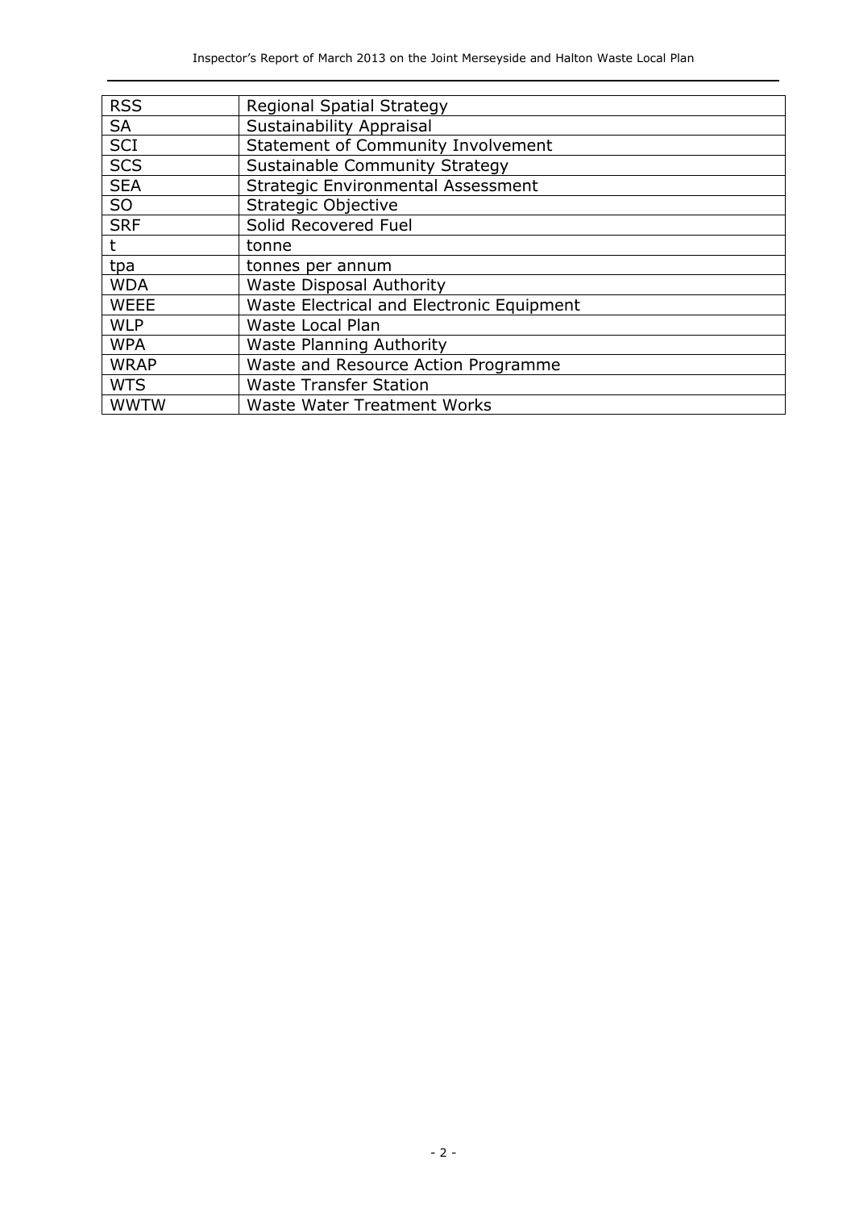| RSS | Regional Spatial Strategy |
| --- | --- |
| SA | Sustainability Appraisal |
| SCI | Statement of Community Involvement |
| SCS | Sustainable Community Strategy |
| SEA | Strategic Environmental Assessment |
| SO | Strategic Objective |
| SRF | Solid Recovered Fuel |
| t | tonne |
| tpa | tonnes per annum |
| WDA | Waste Disposal Authority |
| WEEE | Waste Electrical and Electronic Equipment |
| WLP | Waste Local Plan |
| WPA | Waste Planning Authority |
| WRAP | Waste and Resource Action Programme |
| WTS | Waste Transfer Station |
| WWTW | Waste Water Treatment Works |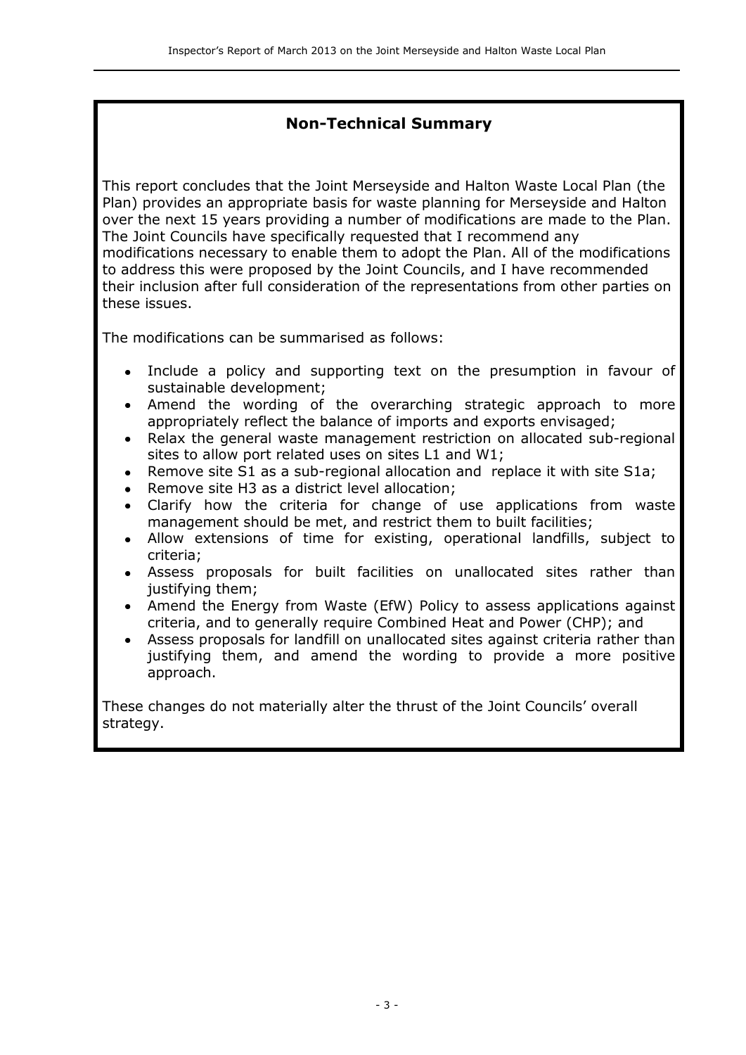## Non-Technical Summary

This report concludes that the Joint Merseyside and Halton Waste Local Plan (the Plan) provides an appropriate basis for waste planning for Merseyside and Halton over the next 15 years providing a number of modifications are made to the Plan. The Joint Councils have specifically requested that I recommend any modifications necessary to enable them to adopt the Plan. All of the modifications to address this were proposed by the Joint Councils, and I have recommended their inclusion after full consideration of the representations from other parties on these issues.

The modifications can be summarised as follows:

- Include a policy and supporting text on the presumption in favour of sustainable development;
- Amend the wording of the overarching strategic approach to more appropriately reflect the balance of imports and exports envisaged;
- Relax the general waste management restriction on allocated sub-regional sites to allow port related uses on sites L1 and W1;
- Remove site S1 as a sub-regional allocation and replace it with site S1a;
- Remove site H3 as a district level allocation;
- Clarify how the criteria for change of use applications from waste management should be met, and restrict them to built facilities;
- Allow extensions of time for existing, operational landfills, subject to criteria;
- Assess proposals for built facilities on unallocated sites rather than justifying them;
- Amend the Energy from Waste (EfW) Policy to assess applications against criteria, and to generally require Combined Heat and Power (CHP); and
- Assess proposals for landfill on unallocated sites against criteria rather than justifying them, and amend the wording to provide a more positive approach.

These changes do not materially alter the thrust of the Joint Councils' overall strategy.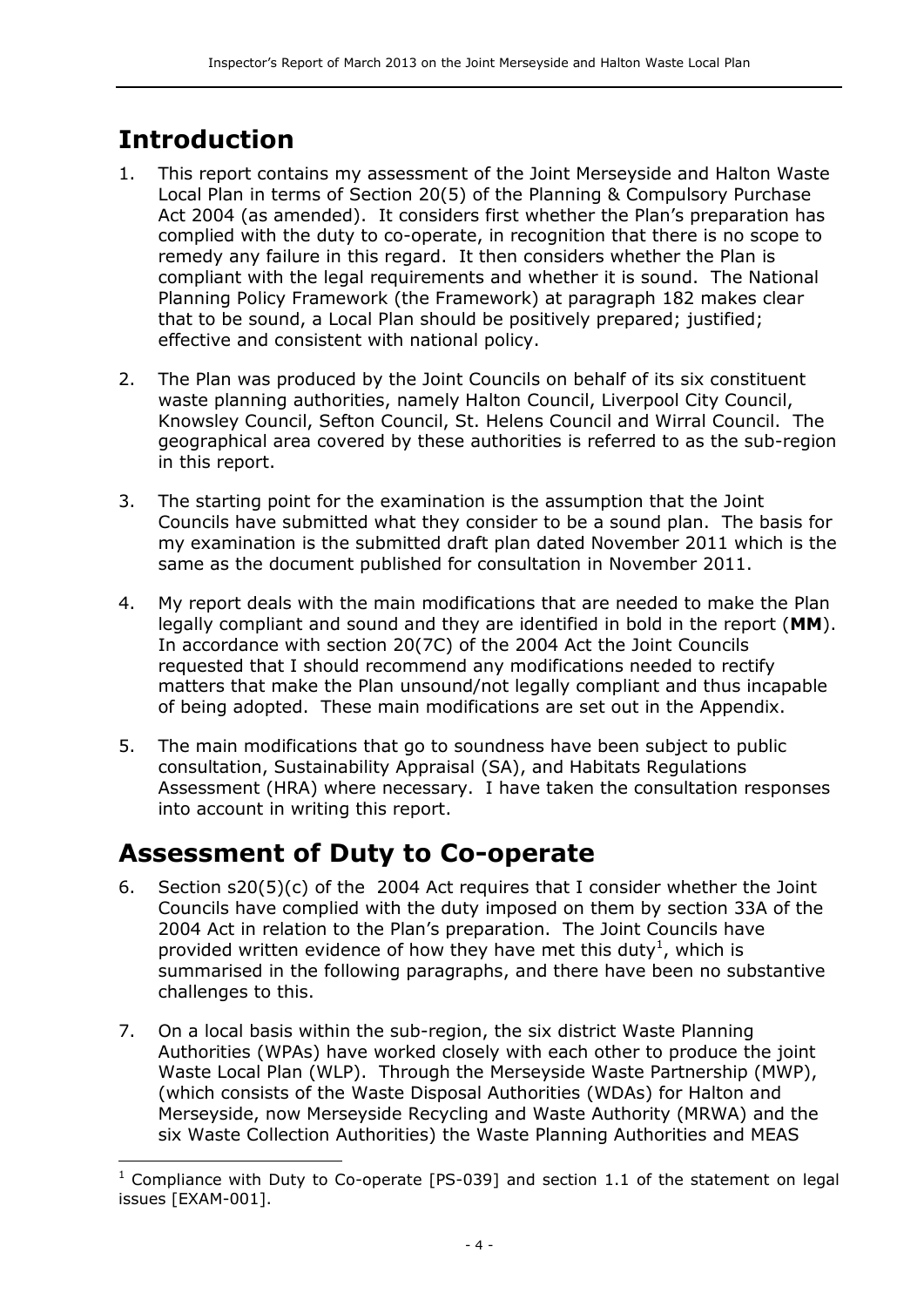# Introduction

1. This report contains my assessment of the Joint Merseyside and Halton Waste Local Plan in terms of Section 20(5) of the Planning & Compulsory Purchase Act 2004 (as amended). It considers first whether the Plan's preparation has complied with the duty to co-operate, in recognition that there is no scope to remedy any failure in this regard. It then considers whether the Plan is compliant with the legal requirements and whether it is sound. The National Planning Policy Framework (the Framework) at paragraph 182 makes clear that to be sound, a Local Plan should be positively prepared; justified; effective and consistent with national policy.

2. The Plan was produced by the Joint Councils on behalf of its six constituent waste planning authorities, namely Halton Council, Liverpool City Council, Knowsley Council, Sefton Council, St. Helens Council and Wirral Council. The geographical area covered by these authorities is referred to as the sub-region in this report.

3. The starting point for the examination is the assumption that the Joint Councils have submitted what they consider to be a sound plan. The basis for my examination is the submitted draft plan dated November 2011 which is the same as the document published for consultation in November 2011.

4. My report deals with the main modifications that are needed to make the Plan legally compliant and sound and they are identified in bold in the report (**MM**). In accordance with section 20(7C) of the 2004 Act the Joint Councils requested that I should recommend any modifications needed to rectify matters that make the Plan unsound/not legally compliant and thus incapable of being adopted. These main modifications are set out in the Appendix.

5. The main modifications that go to soundness have been subject to public consultation, Sustainability Appraisal (SA), and Habitats Regulations Assessment (HRA) where necessary. I have taken the consultation responses into account in writing this report.

# Assessment of Duty to Co-operate

6. Section s20(5)(c) of the 2004 Act requires that I consider whether the Joint Councils have complied with the duty imposed on them by section 33A of the 2004 Act in relation to the Plan's preparation. The Joint Councils have provided written evidence of how they have met this duty[1], which is summarised in the following paragraphs, and there have been no substantive challenges to this.

7. On a local basis within the sub-region, the six district Waste Planning Authorities (WPAs) have worked closely with each other to produce the joint Waste Local Plan (WLP). Through the Merseyside Waste Partnership (MWP), (which consists of the Waste Disposal Authorities (WDAs) for Halton and Merseyside, now Merseyside Recycling and Waste Authority (MRWA) and the six Waste Collection Authorities) the Waste Planning Authorities and MEAS

[1] Compliance with Duty to Co-operate [PS-039] and section 1.1 of the statement on legal issues [EXAM-001].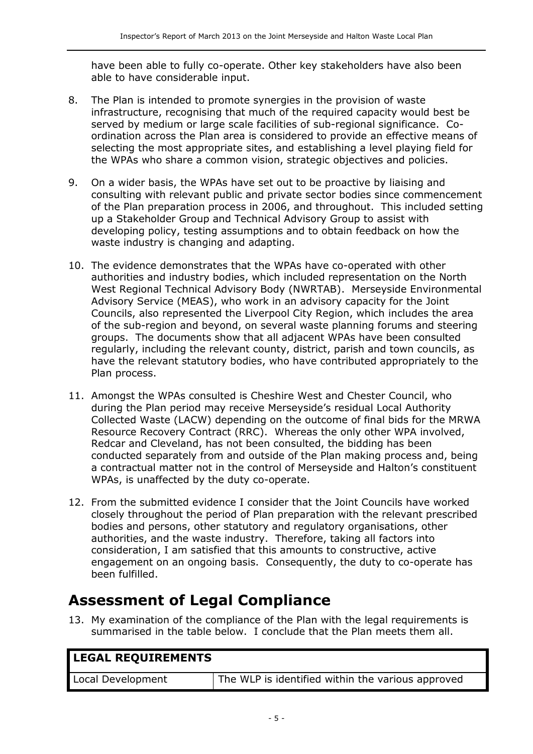have been able to fully co-operate. Other key stakeholders have also been able to have considerable input.

8. The Plan is intended to promote synergies in the provision of waste infrastructure, recognising that much of the required capacity would best be served by medium or large scale facilities of sub-regional significance. Co-ordination across the Plan area is considered to provide an effective means of selecting the most appropriate sites, and establishing a level playing field for the WPAs who share a common vision, strategic objectives and policies.

9. On a wider basis, the WPAs have set out to be proactive by liaising and consulting with relevant public and private sector bodies since commencement of the Plan preparation process in 2006, and throughout. This included setting up a Stakeholder Group and Technical Advisory Group to assist with developing policy, testing assumptions and to obtain feedback on how the waste industry is changing and adapting.

10. The evidence demonstrates that the WPAs have co-operated with other authorities and industry bodies, which included representation on the North West Regional Technical Advisory Body (NWRTAB). Merseyside Environmental Advisory Service (MEAS), who work in an advisory capacity for the Joint Councils, also represented the Liverpool City Region, which includes the area of the sub-region and beyond, on several waste planning forums and steering groups. The documents show that all adjacent WPAs have been consulted regularly, including the relevant county, district, parish and town councils, as have the relevant statutory bodies, who have contributed appropriately to the Plan process.

11. Amongst the WPAs consulted is Cheshire West and Chester Council, who during the Plan period may receive Merseyside's residual Local Authority Collected Waste (LACW) depending on the outcome of final bids for the MRWA Resource Recovery Contract (RRC). Whereas the only other WPA involved, Redcar and Cleveland, has not been consulted, the bidding has been conducted separately from and outside of the Plan making process and, being a contractual matter not in the control of Merseyside and Halton's constituent WPAs, is unaffected by the duty co-operate.

12. From the submitted evidence I consider that the Joint Councils have worked closely throughout the period of Plan preparation with the relevant prescribed bodies and persons, other statutory and regulatory organisations, other authorities, and the waste industry. Therefore, taking all factors into consideration, I am satisfied that this amounts to constructive, active engagement on an ongoing basis. Consequently, the duty to co-operate has been fulfilled.

# Assessment of Legal Compliance

13. My examination of the compliance of the Plan with the legal requirements is summarised in the table below. I conclude that the Plan meets them all.

| **LEGAL REQUIREMENTS** | |
|---|---|
| Local Development | The WLP is identified within the various approved |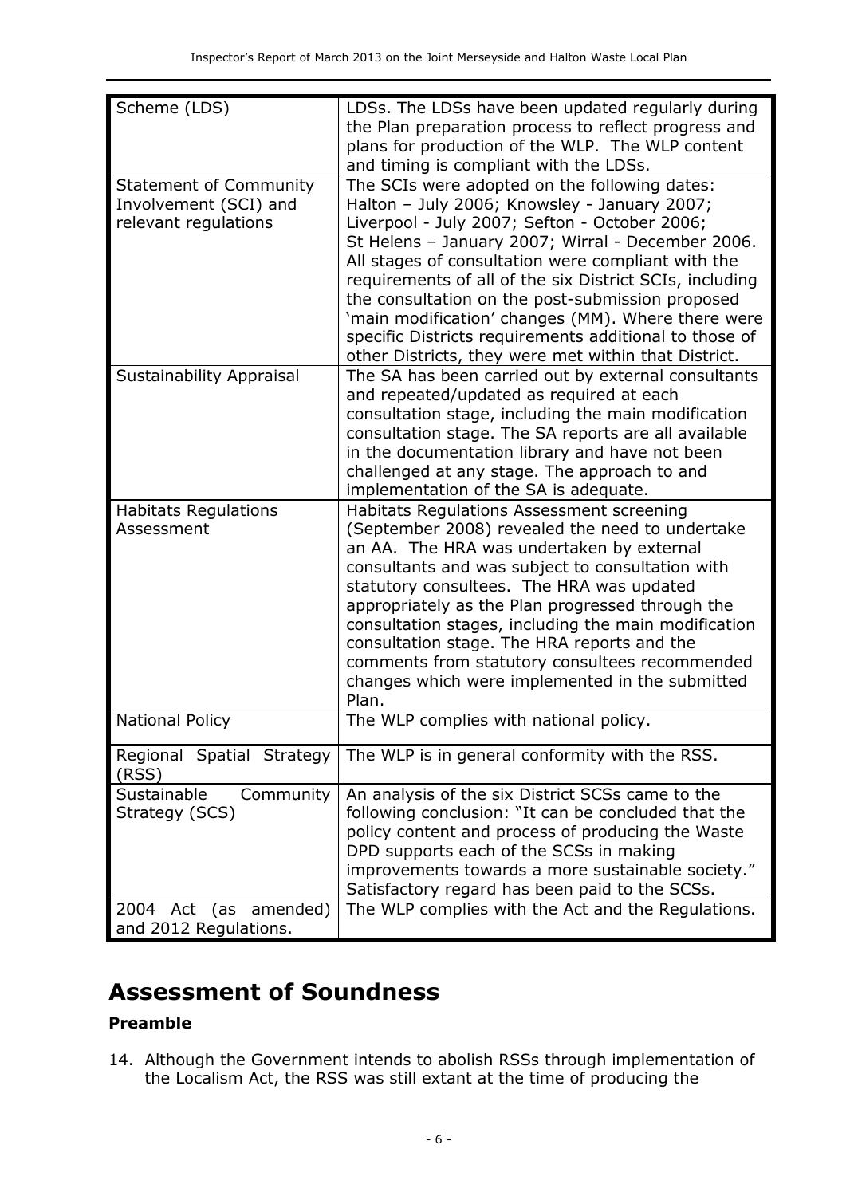| Scheme (LDS) | LDSs. The LDSs have been updated regularly during the Plan preparation process to reflect progress and plans for production of the WLP. The WLP content and timing is compliant with the LDSs. |
|---|---|
| Statement of Community Involvement (SCI) and relevant regulations | The SCIs were adopted on the following dates: Halton – July 2006; Knowsley - January 2007; Liverpool - July 2007; Sefton - October 2006; St Helens – January 2007; Wirral - December 2006. All stages of consultation were compliant with the requirements of all of the six District SCIs, including the consultation on the post-submission proposed 'main modification' changes (MM). Where there were specific Districts requirements additional to those of other Districts, they were met within that District. |
| Sustainability Appraisal | The SA has been carried out by external consultants and repeated/updated as required at each consultation stage, including the main modification consultation stage. The SA reports are all available in the documentation library and have not been challenged at any stage. The approach to and implementation of the SA is adequate. |
| Habitats Regulations Assessment | Habitats Regulations Assessment screening (September 2008) revealed the need to undertake an AA. The HRA was undertaken by external consultants and was subject to consultation with statutory consultees. The HRA was updated appropriately as the Plan progressed through the consultation stages, including the main modification consultation stage. The HRA reports and the comments from statutory consultees recommended changes which were implemented in the submitted Plan. |
| National Policy | The WLP complies with national policy. |
| Regional Spatial Strategy (RSS) | The WLP is in general conformity with the RSS. |
| Sustainable Community Strategy (SCS) | An analysis of the six District SCSs came to the following conclusion: "It can be concluded that the policy content and process of producing the Waste DPD supports each of the SCSs in making improvements towards a more sustainable society." Satisfactory regard has been paid to the SCSs. |
| 2004 Act (as amended) and 2012 Regulations. | The WLP complies with the Act and the Regulations. |

# Assessment of Soundness

**Preamble**

14. Although the Government intends to abolish RSSs through implementation of the Localism Act, the RSS was still extant at the time of producing the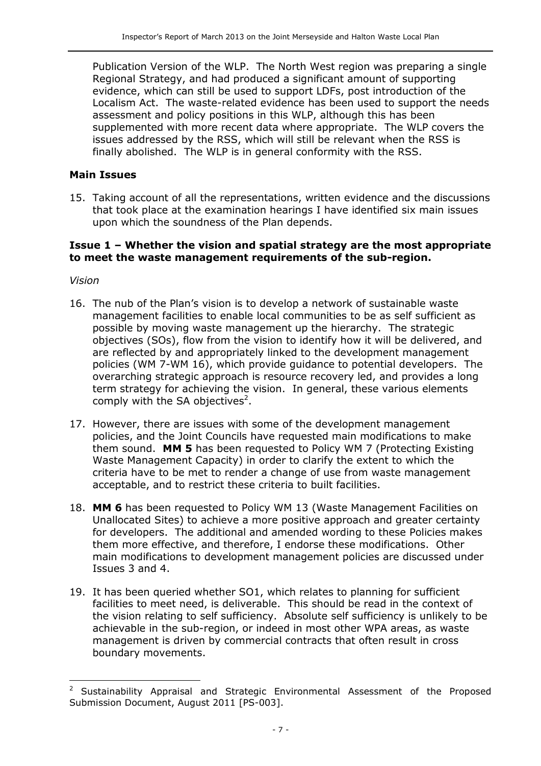Publication Version of the WLP. The North West region was preparing a single Regional Strategy, and had produced a significant amount of supporting evidence, which can still be used to support LDFs, post introduction of the Localism Act. The waste-related evidence has been used to support the needs assessment and policy positions in this WLP, although this has been supplemented with more recent data where appropriate. The WLP covers the issues addressed by the RSS, which will still be relevant when the RSS is finally abolished. The WLP is in general conformity with the RSS.

### Main Issues

15. Taking account of all the representations, written evidence and the discussions that took place at the examination hearings I have identified six main issues upon which the soundness of the Plan depends.

### Issue 1 – Whether the vision and spatial strategy are the most appropriate to meet the waste management requirements of the sub-region.

*Vision*

16. The nub of the Plan's vision is to develop a network of sustainable waste management facilities to enable local communities to be as self sufficient as possible by moving waste management up the hierarchy. The strategic objectives (SOs), flow from the vision to identify how it will be delivered, and are reflected by and appropriately linked to the development management policies (WM 7-WM 16), which provide guidance to potential developers. The overarching strategic approach is resource recovery led, and provides a long term strategy for achieving the vision. In general, these various elements comply with the SA objectives[2].

17. However, there are issues with some of the development management policies, and the Joint Councils have requested main modifications to make them sound. **MM 5** has been requested to Policy WM 7 (Protecting Existing Waste Management Capacity) in order to clarify the extent to which the criteria have to be met to render a change of use from waste management acceptable, and to restrict these criteria to built facilities.

18. **MM 6** has been requested to Policy WM 13 (Waste Management Facilities on Unallocated Sites) to achieve a more positive approach and greater certainty for developers. The additional and amended wording to these Policies makes them more effective, and therefore, I endorse these modifications. Other main modifications to development management policies are discussed under Issues 3 and 4.

19. It has been queried whether SO1, which relates to planning for sufficient facilities to meet need, is deliverable. This should be read in the context of the vision relating to self sufficiency. Absolute self sufficiency is unlikely to be achievable in the sub-region, or indeed in most other WPA areas, as waste management is driven by commercial contracts that often result in cross boundary movements.

---

[2] Sustainability Appraisal and Strategic Environmental Assessment of the Proposed Submission Document, August 2011 [PS-003].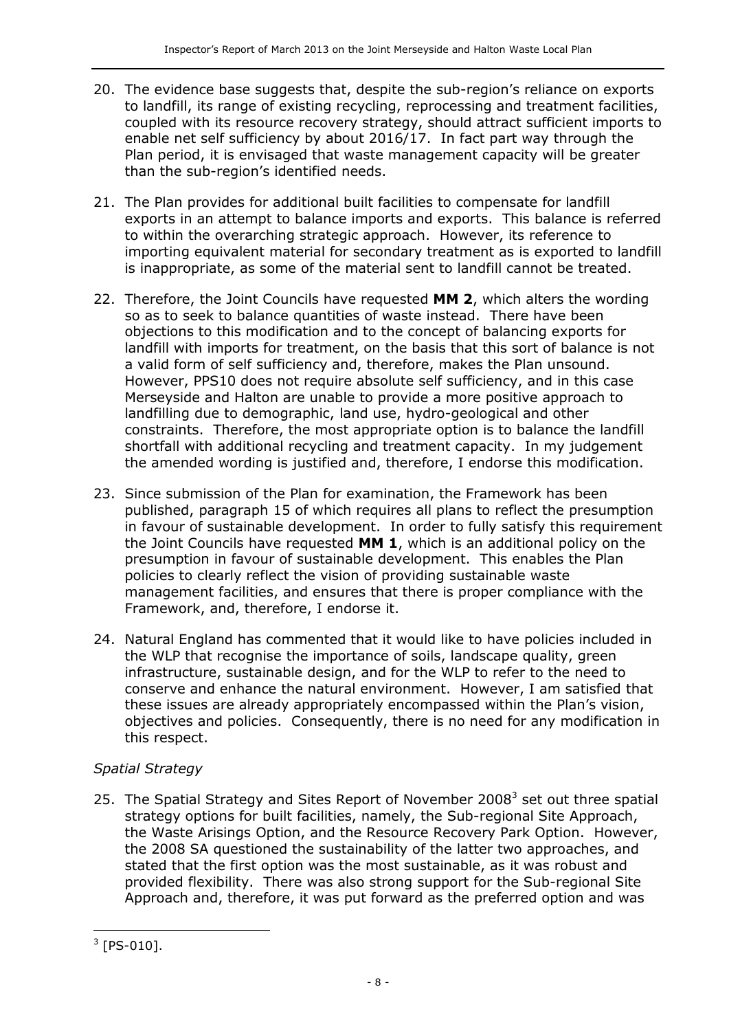20. The evidence base suggests that, despite the sub-region's reliance on exports to landfill, its range of existing recycling, reprocessing and treatment facilities, coupled with its resource recovery strategy, should attract sufficient imports to enable net self sufficiency by about 2016/17. In fact part way through the Plan period, it is envisaged that waste management capacity will be greater than the sub-region's identified needs.

21. The Plan provides for additional built facilities to compensate for landfill exports in an attempt to balance imports and exports. This balance is referred to within the overarching strategic approach. However, its reference to importing equivalent material for secondary treatment as is exported to landfill is inappropriate, as some of the material sent to landfill cannot be treated.

22. Therefore, the Joint Councils have requested **MM 2**, which alters the wording so as to seek to balance quantities of waste instead. There have been objections to this modification and to the concept of balancing exports for landfill with imports for treatment, on the basis that this sort of balance is not a valid form of self sufficiency and, therefore, makes the Plan unsound. However, PPS10 does not require absolute self sufficiency, and in this case Merseyside and Halton are unable to provide a more positive approach to landfilling due to demographic, land use, hydro-geological and other constraints. Therefore, the most appropriate option is to balance the landfill shortfall with additional recycling and treatment capacity. In my judgement the amended wording is justified and, therefore, I endorse this modification.

23. Since submission of the Plan for examination, the Framework has been published, paragraph 15 of which requires all plans to reflect the presumption in favour of sustainable development. In order to fully satisfy this requirement the Joint Councils have requested **MM 1**, which is an additional policy on the presumption in favour of sustainable development. This enables the Plan policies to clearly reflect the vision of providing sustainable waste management facilities, and ensures that there is proper compliance with the Framework, and, therefore, I endorse it.

24. Natural England has commented that it would like to have policies included in the WLP that recognise the importance of soils, landscape quality, green infrastructure, sustainable design, and for the WLP to refer to the need to conserve and enhance the natural environment. However, I am satisfied that these issues are already appropriately encompassed within the Plan's vision, objectives and policies. Consequently, there is no need for any modification in this respect.

*Spatial Strategy*

25. The Spatial Strategy and Sites Report of November 2008[3] set out three spatial strategy options for built facilities, namely, the Sub-regional Site Approach, the Waste Arisings Option, and the Resource Recovery Park Option. However, the 2008 SA questioned the sustainability of the latter two approaches, and stated that the first option was the most sustainable, as it was robust and provided flexibility. There was also strong support for the Sub-regional Site Approach and, therefore, it was put forward as the preferred option and was

[3] [PS-010].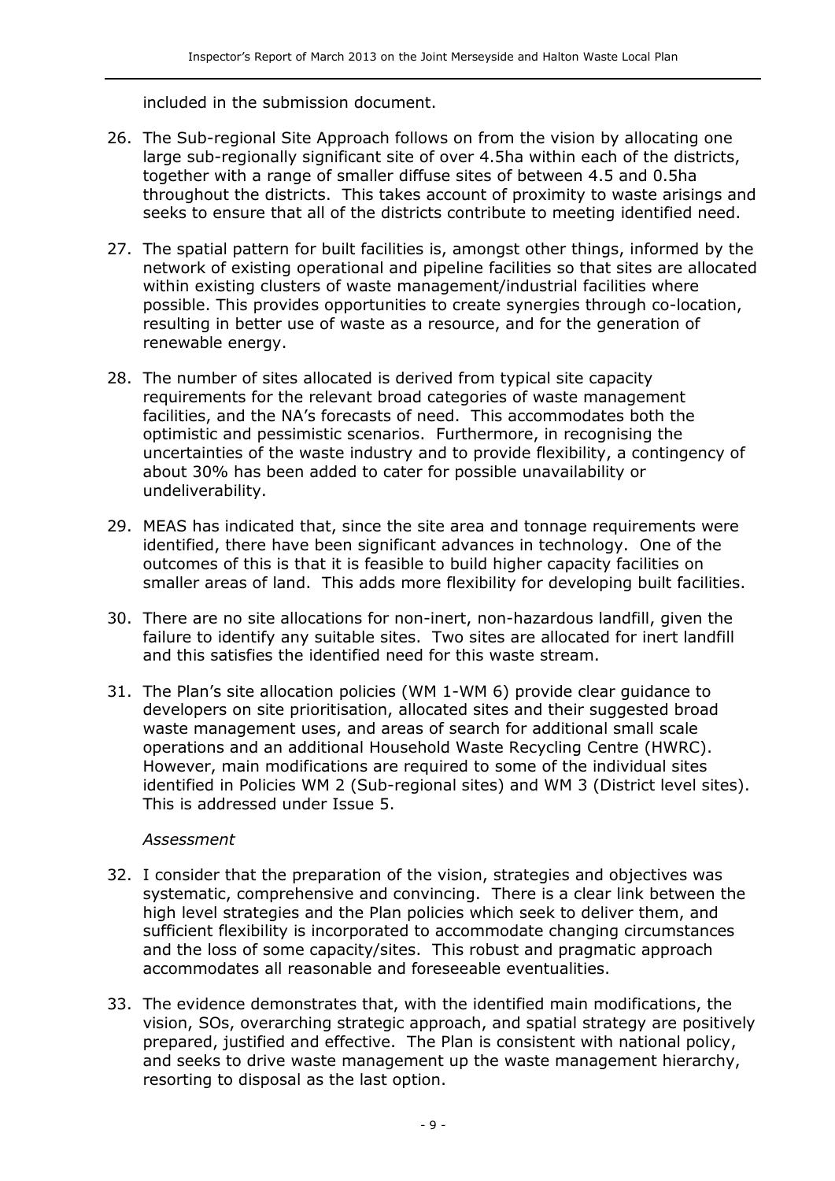included in the submission document.

26. The Sub-regional Site Approach follows on from the vision by allocating one large sub-regionally significant site of over 4.5ha within each of the districts, together with a range of smaller diffuse sites of between 4.5 and 0.5ha throughout the districts. This takes account of proximity to waste arisings and seeks to ensure that all of the districts contribute to meeting identified need.

27. The spatial pattern for built facilities is, amongst other things, informed by the network of existing operational and pipeline facilities so that sites are allocated within existing clusters of waste management/industrial facilities where possible. This provides opportunities to create synergies through co-location, resulting in better use of waste as a resource, and for the generation of renewable energy.

28. The number of sites allocated is derived from typical site capacity requirements for the relevant broad categories of waste management facilities, and the NA's forecasts of need. This accommodates both the optimistic and pessimistic scenarios. Furthermore, in recognising the uncertainties of the waste industry and to provide flexibility, a contingency of about 30% has been added to cater for possible unavailability or undeliverability.

29. MEAS has indicated that, since the site area and tonnage requirements were identified, there have been significant advances in technology. One of the outcomes of this is that it is feasible to build higher capacity facilities on smaller areas of land. This adds more flexibility for developing built facilities.

30. There are no site allocations for non-inert, non-hazardous landfill, given the failure to identify any suitable sites. Two sites are allocated for inert landfill and this satisfies the identified need for this waste stream.

31. The Plan's site allocation policies (WM 1-WM 6) provide clear guidance to developers on site prioritisation, allocated sites and their suggested broad waste management uses, and areas of search for additional small scale operations and an additional Household Waste Recycling Centre (HWRC). However, main modifications are required to some of the individual sites identified in Policies WM 2 (Sub-regional sites) and WM 3 (District level sites). This is addressed under Issue 5.

*Assessment*

32. I consider that the preparation of the vision, strategies and objectives was systematic, comprehensive and convincing. There is a clear link between the high level strategies and the Plan policies which seek to deliver them, and sufficient flexibility is incorporated to accommodate changing circumstances and the loss of some capacity/sites. This robust and pragmatic approach accommodates all reasonable and foreseeable eventualities.

33. The evidence demonstrates that, with the identified main modifications, the vision, SOs, overarching strategic approach, and spatial strategy are positively prepared, justified and effective. The Plan is consistent with national policy, and seeks to drive waste management up the waste management hierarchy, resorting to disposal as the last option.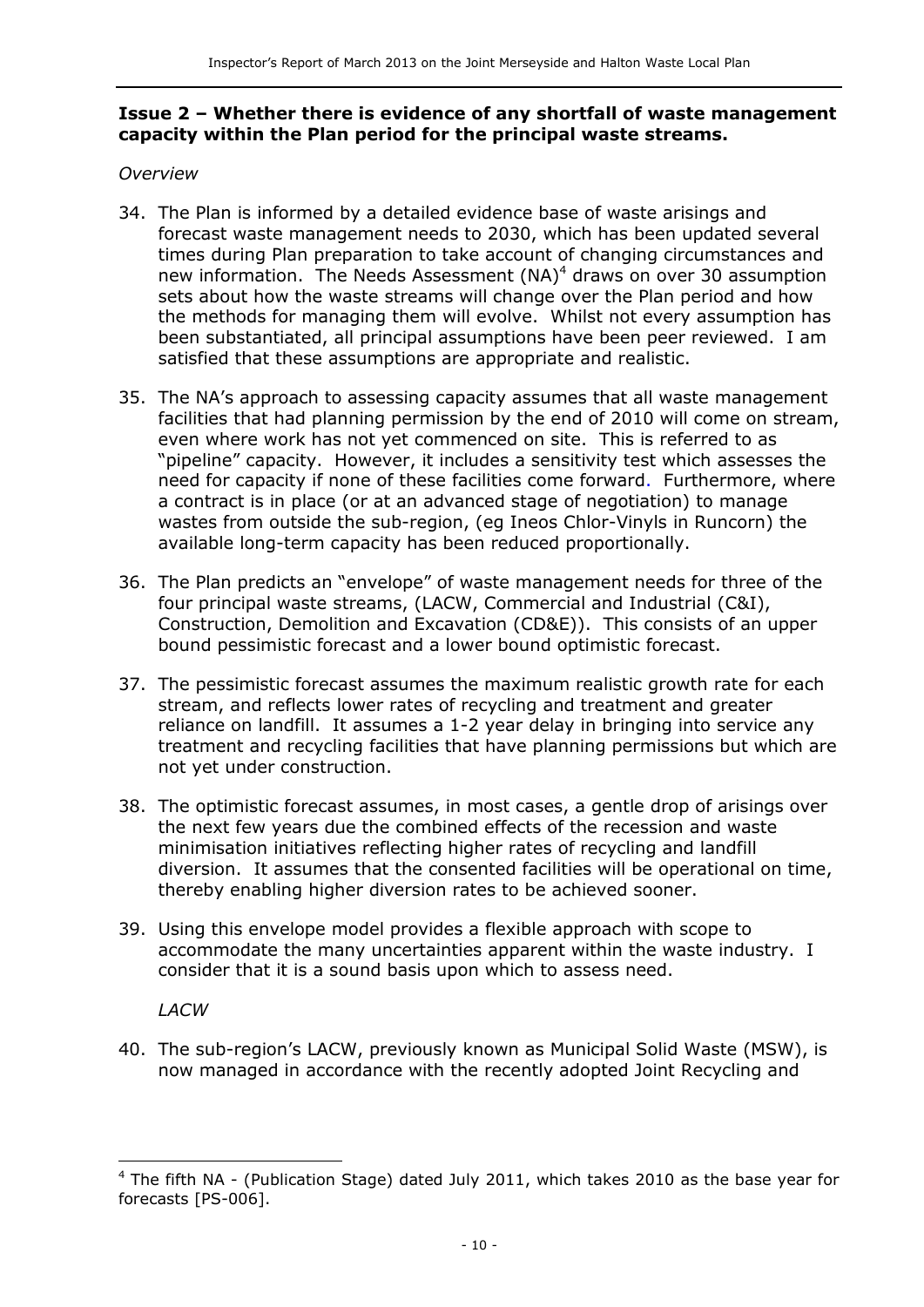**Issue 2 – Whether there is evidence of any shortfall of waste management capacity within the Plan period for the principal waste streams.**

*Overview*

34. The Plan is informed by a detailed evidence base of waste arisings and forecast waste management needs to 2030, which has been updated several times during Plan preparation to take account of changing circumstances and new information. The Needs Assessment (NA)[4] draws on over 30 assumption sets about how the waste streams will change over the Plan period and how the methods for managing them will evolve. Whilst not every assumption has been substantiated, all principal assumptions have been peer reviewed. I am satisfied that these assumptions are appropriate and realistic.

35. The NA's approach to assessing capacity assumes that all waste management facilities that had planning permission by the end of 2010 will come on stream, even where work has not yet commenced on site. This is referred to as "pipeline" capacity. However, it includes a sensitivity test which assesses the need for capacity if none of these facilities come forward. Furthermore, where a contract is in place (or at an advanced stage of negotiation) to manage wastes from outside the sub-region, (eg Ineos Chlor-Vinyls in Runcorn) the available long-term capacity has been reduced proportionally.

36. The Plan predicts an "envelope" of waste management needs for three of the four principal waste streams, (LACW, Commercial and Industrial (C&I), Construction, Demolition and Excavation (CD&E)). This consists of an upper bound pessimistic forecast and a lower bound optimistic forecast.

37. The pessimistic forecast assumes the maximum realistic growth rate for each stream, and reflects lower rates of recycling and treatment and greater reliance on landfill. It assumes a 1-2 year delay in bringing into service any treatment and recycling facilities that have planning permissions but which are not yet under construction.

38. The optimistic forecast assumes, in most cases, a gentle drop of arisings over the next few years due the combined effects of the recession and waste minimisation initiatives reflecting higher rates of recycling and landfill diversion. It assumes that the consented facilities will be operational on time, thereby enabling higher diversion rates to be achieved sooner.

39. Using this envelope model provides a flexible approach with scope to accommodate the many uncertainties apparent within the waste industry. I consider that it is a sound basis upon which to assess need.

*LACW*

40. The sub-region's LACW, previously known as Municipal Solid Waste (MSW), is now managed in accordance with the recently adopted Joint Recycling and

[4] The fifth NA - (Publication Stage) dated July 2011, which takes 2010 as the base year for forecasts [PS-006].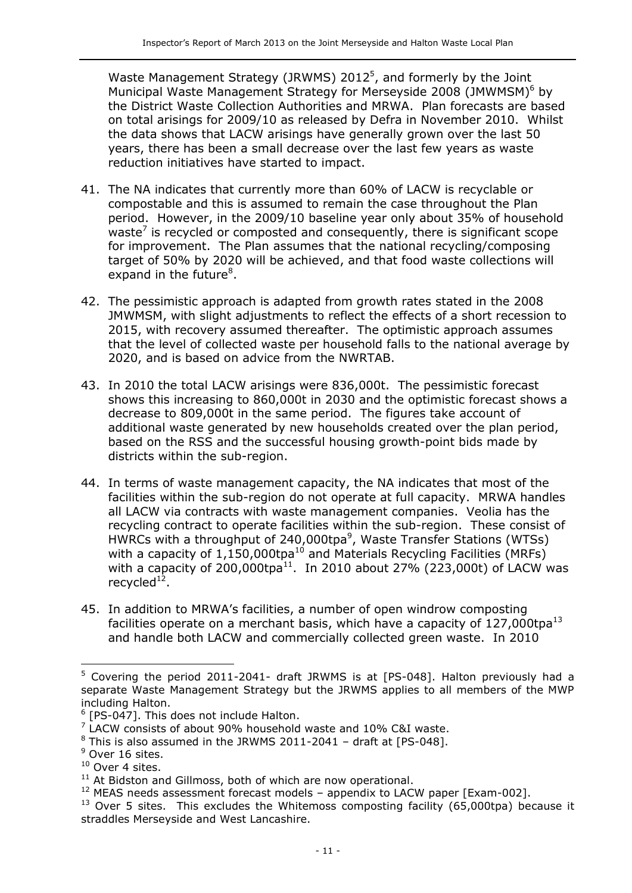Waste Management Strategy (JRWMS) 2012[5], and formerly by the Joint Municipal Waste Management Strategy for Merseyside 2008 (JMWMSM)[6] by the District Waste Collection Authorities and MRWA. Plan forecasts are based on total arisings for 2009/10 as released by Defra in November 2010. Whilst the data shows that LACW arisings have generally grown over the last 50 years, there has been a small decrease over the last few years as waste reduction initiatives have started to impact.

41. The NA indicates that currently more than 60% of LACW is recyclable or compostable and this is assumed to remain the case throughout the Plan period. However, in the 2009/10 baseline year only about 35% of household waste[7] is recycled or composted and consequently, there is significant scope for improvement. The Plan assumes that the national recycling/composing target of 50% by 2020 will be achieved, and that food waste collections will expand in the future[8].

42. The pessimistic approach is adapted from growth rates stated in the 2008 JMWMSM, with slight adjustments to reflect the effects of a short recession to 2015, with recovery assumed thereafter. The optimistic approach assumes that the level of collected waste per household falls to the national average by 2020, and is based on advice from the NWRTAB.

43. In 2010 the total LACW arisings were 836,000t. The pessimistic forecast shows this increasing to 860,000t in 2030 and the optimistic forecast shows a decrease to 809,000t in the same period. The figures take account of additional waste generated by new households created over the plan period, based on the RSS and the successful housing growth-point bids made by districts within the sub-region.

44. In terms of waste management capacity, the NA indicates that most of the facilities within the sub-region do not operate at full capacity. MRWA handles all LACW via contracts with waste management companies. Veolia has the recycling contract to operate facilities within the sub-region. These consist of HWRCs with a throughput of 240,000tpa[9], Waste Transfer Stations (WTSs) with a capacity of 1,150,000tpa[10] and Materials Recycling Facilities (MRFs) with a capacity of 200,000tpa[11]. In 2010 about 27% (223,000t) of LACW was recycled[12].

45. In addition to MRWA's facilities, a number of open windrow composting facilities operate on a merchant basis, which have a capacity of 127,000tpa[13] and handle both LACW and commercially collected green waste. In 2010

---

[5] Covering the period 2011-2041- draft JRWMS is at [PS-048]. Halton previously had a separate Waste Management Strategy but the JRWMS applies to all members of the MWP including Halton.

[6] [PS-047]. This does not include Halton.

[7] LACW consists of about 90% household waste and 10% C&I waste.

[8] This is also assumed in the JRWMS 2011-2041 – draft at [PS-048].

[9] Over 16 sites.

[10] Over 4 sites.

[11] At Bidston and Gillmoss, both of which are now operational.

[12] MEAS needs assessment forecast models – appendix to LACW paper [Exam-002].

[13] Over 5 sites. This excludes the Whitemoss composting facility (65,000tpa) because it straddles Merseyside and West Lancashire.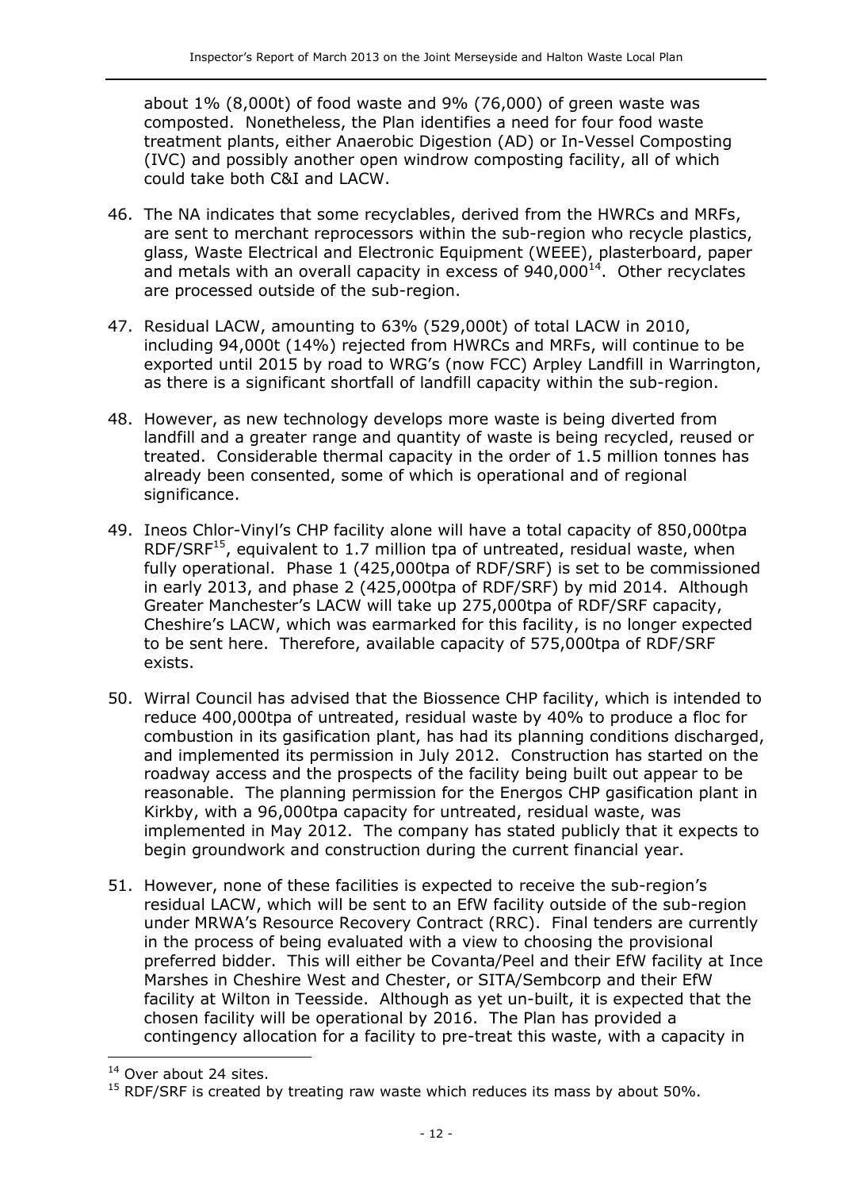about 1% (8,000t) of food waste and 9% (76,000) of green waste was composted. Nonetheless, the Plan identifies a need for four food waste treatment plants, either Anaerobic Digestion (AD) or In-Vessel Composting (IVC) and possibly another open windrow composting facility, all of which could take both C&I and LACW.

46. The NA indicates that some recyclables, derived from the HWRCs and MRFs, are sent to merchant reprocessors within the sub-region who recycle plastics, glass, Waste Electrical and Electronic Equipment (WEEE), plasterboard, paper and metals with an overall capacity in excess of 940,000[14]. Other recyclates are processed outside of the sub-region.

47. Residual LACW, amounting to 63% (529,000t) of total LACW in 2010, including 94,000t (14%) rejected from HWRCs and MRFs, will continue to be exported until 2015 by road to WRG's (now FCC) Arpley Landfill in Warrington, as there is a significant shortfall of landfill capacity within the sub-region.

48. However, as new technology develops more waste is being diverted from landfill and a greater range and quantity of waste is being recycled, reused or treated. Considerable thermal capacity in the order of 1.5 million tonnes has already been consented, some of which is operational and of regional significance.

49. Ineos Chlor-Vinyl's CHP facility alone will have a total capacity of 850,000tpa RDF/SRF[15], equivalent to 1.7 million tpa of untreated, residual waste, when fully operational. Phase 1 (425,000tpa of RDF/SRF) is set to be commissioned in early 2013, and phase 2 (425,000tpa of RDF/SRF) by mid 2014. Although Greater Manchester's LACW will take up 275,000tpa of RDF/SRF capacity, Cheshire's LACW, which was earmarked for this facility, is no longer expected to be sent here. Therefore, available capacity of 575,000tpa of RDF/SRF exists.

50. Wirral Council has advised that the Biossence CHP facility, which is intended to reduce 400,000tpa of untreated, residual waste by 40% to produce a floc for combustion in its gasification plant, has had its planning conditions discharged, and implemented its permission in July 2012. Construction has started on the roadway access and the prospects of the facility being built out appear to be reasonable. The planning permission for the Energos CHP gasification plant in Kirkby, with a 96,000tpa capacity for untreated, residual waste, was implemented in May 2012. The company has stated publicly that it expects to begin groundwork and construction during the current financial year.

51. However, none of these facilities is expected to receive the sub-region's residual LACW, which will be sent to an EfW facility outside of the sub-region under MRWA's Resource Recovery Contract (RRC). Final tenders are currently in the process of being evaluated with a view to choosing the provisional preferred bidder. This will either be Covanta/Peel and their EfW facility at Ince Marshes in Cheshire West and Chester, or SITA/Sembcorp and their EfW facility at Wilton in Teesside. Although as yet un-built, it is expected that the chosen facility will be operational by 2016. The Plan has provided a contingency allocation for a facility to pre-treat this waste, with a capacity in

[14] Over about 24 sites.

[15] RDF/SRF is created by treating raw waste which reduces its mass by about 50%.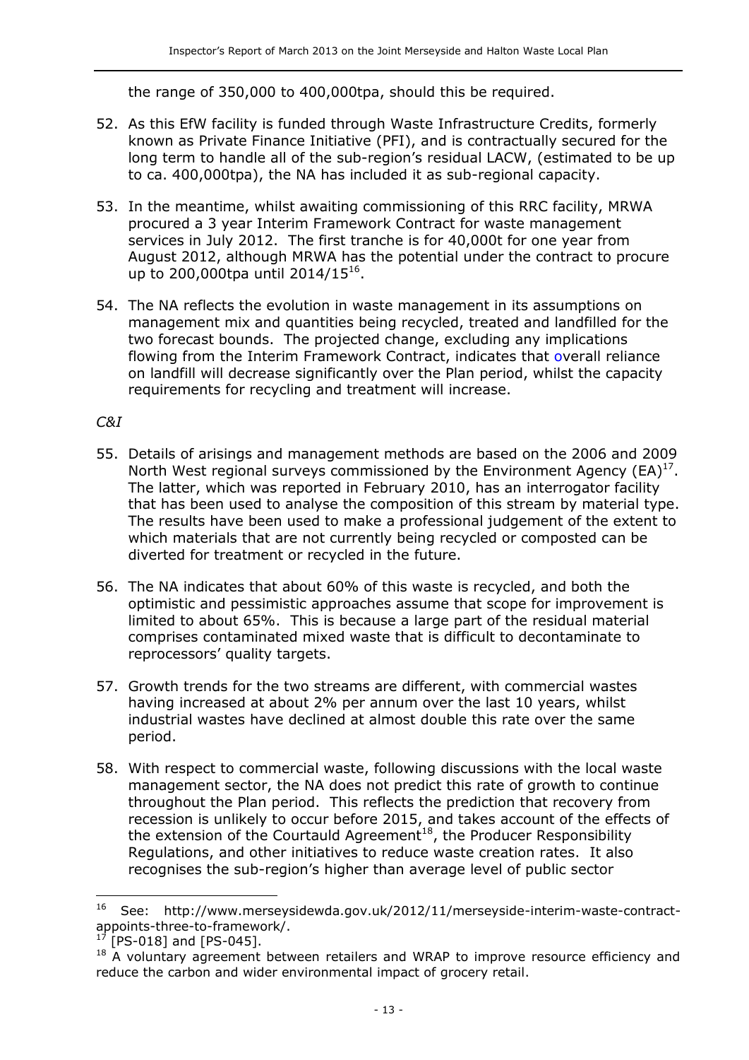the range of 350,000 to 400,000tpa, should this be required.

52. As this EfW facility is funded through Waste Infrastructure Credits, formerly known as Private Finance Initiative (PFI), and is contractually secured for the long term to handle all of the sub-region's residual LACW, (estimated to be up to ca. 400,000tpa), the NA has included it as sub-regional capacity.

53. In the meantime, whilst awaiting commissioning of this RRC facility, MRWA procured a 3 year Interim Framework Contract for waste management services in July 2012. The first tranche is for 40,000t for one year from August 2012, although MRWA has the potential under the contract to procure up to 200,000tpa until 2014/15[16].

54. The NA reflects the evolution in waste management in its assumptions on management mix and quantities being recycled, treated and landfilled for the two forecast bounds. The projected change, excluding any implications flowing from the Interim Framework Contract, indicates that overall reliance on landfill will decrease significantly over the Plan period, whilst the capacity requirements for recycling and treatment will increase.

*C&I*

55. Details of arisings and management methods are based on the 2006 and 2009 North West regional surveys commissioned by the Environment Agency (EA)[17]. The latter, which was reported in February 2010, has an interrogator facility that has been used to analyse the composition of this stream by material type. The results have been used to make a professional judgement of the extent to which materials that are not currently being recycled or composted can be diverted for treatment or recycled in the future.

56. The NA indicates that about 60% of this waste is recycled, and both the optimistic and pessimistic approaches assume that scope for improvement is limited to about 65%. This is because a large part of the residual material comprises contaminated mixed waste that is difficult to decontaminate to reprocessors' quality targets.

57. Growth trends for the two streams are different, with commercial wastes having increased at about 2% per annum over the last 10 years, whilst industrial wastes have declined at almost double this rate over the same period.

58. With respect to commercial waste, following discussions with the local waste management sector, the NA does not predict this rate of growth to continue throughout the Plan period. This reflects the prediction that recovery from recession is unlikely to occur before 2015, and takes account of the effects of the extension of the Courtauld Agreement[18], the Producer Responsibility Regulations, and other initiatives to reduce waste creation rates. It also recognises the sub-region's higher than average level of public sector

---

[16] See: http://www.merseysidewda.gov.uk/2012/11/merseyside-interim-waste-contract-appoints-three-to-framework/.

[17] [PS-018] and [PS-045].

[18] A voluntary agreement between retailers and WRAP to improve resource efficiency and reduce the carbon and wider environmental impact of grocery retail.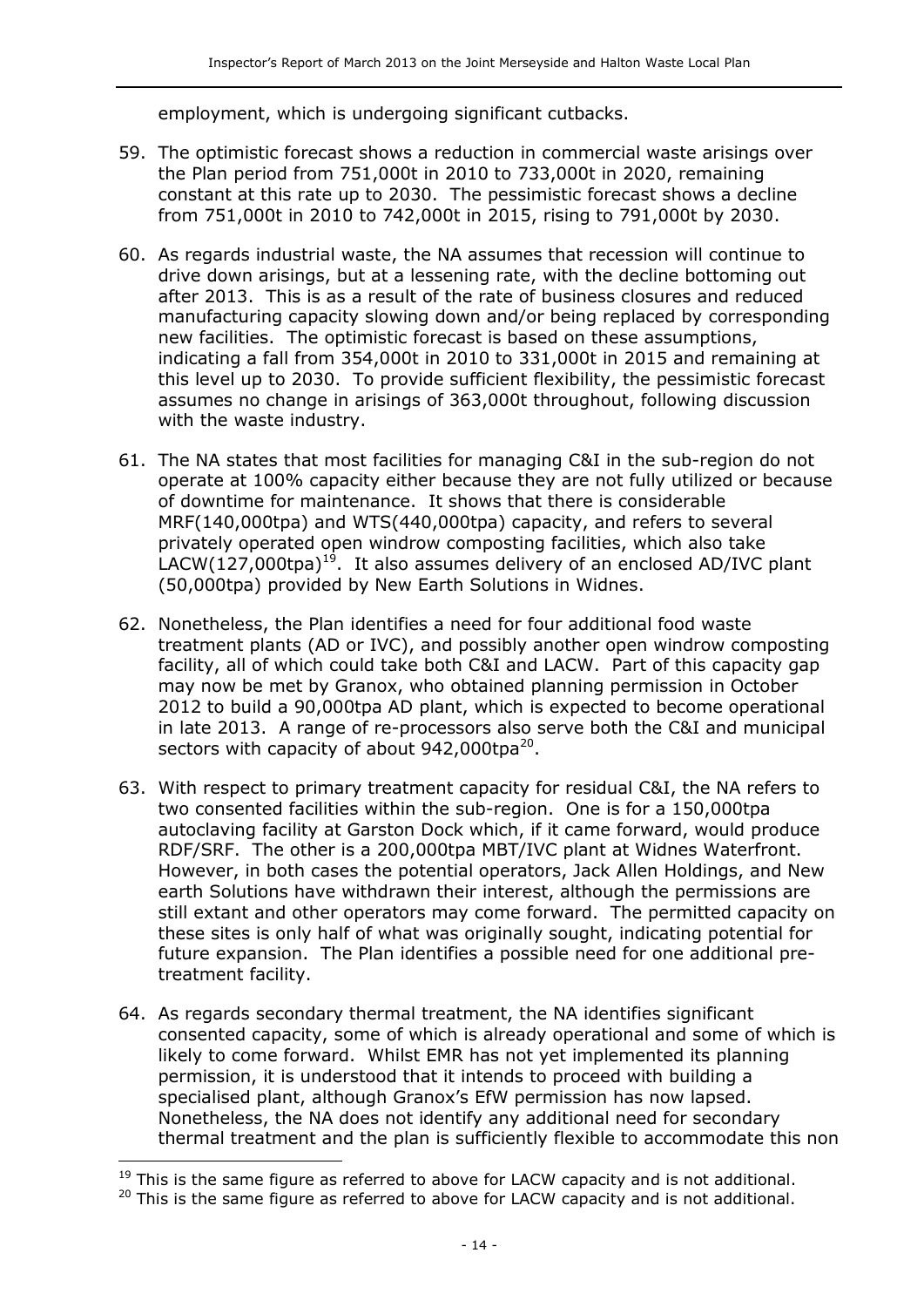employment, which is undergoing significant cutbacks.

59. The optimistic forecast shows a reduction in commercial waste arisings over the Plan period from 751,000t in 2010 to 733,000t in 2020, remaining constant at this rate up to 2030. The pessimistic forecast shows a decline from 751,000t in 2010 to 742,000t in 2015, rising to 791,000t by 2030.

60. As regards industrial waste, the NA assumes that recession will continue to drive down arisings, but at a lessening rate, with the decline bottoming out after 2013. This is as a result of the rate of business closures and reduced manufacturing capacity slowing down and/or being replaced by corresponding new facilities. The optimistic forecast is based on these assumptions, indicating a fall from 354,000t in 2010 to 331,000t in 2015 and remaining at this level up to 2030. To provide sufficient flexibility, the pessimistic forecast assumes no change in arisings of 363,000t throughout, following discussion with the waste industry.

61. The NA states that most facilities for managing C&I in the sub-region do not operate at 100% capacity either because they are not fully utilized or because of downtime for maintenance. It shows that there is considerable MRF(140,000tpa) and WTS(440,000tpa) capacity, and refers to several privately operated open windrow composting facilities, which also take LACW(127,000tpa)[19]. It also assumes delivery of an enclosed AD/IVC plant (50,000tpa) provided by New Earth Solutions in Widnes.

62. Nonetheless, the Plan identifies a need for four additional food waste treatment plants (AD or IVC), and possibly another open windrow composting facility, all of which could take both C&I and LACW. Part of this capacity gap may now be met by Granox, who obtained planning permission in October 2012 to build a 90,000tpa AD plant, which is expected to become operational in late 2013. A range of re-processors also serve both the C&I and municipal sectors with capacity of about 942,000tpa[20].

63. With respect to primary treatment capacity for residual C&I, the NA refers to two consented facilities within the sub-region. One is for a 150,000tpa autoclaving facility at Garston Dock which, if it came forward, would produce RDF/SRF. The other is a 200,000tpa MBT/IVC plant at Widnes Waterfront. However, in both cases the potential operators, Jack Allen Holdings, and New earth Solutions have withdrawn their interest, although the permissions are still extant and other operators may come forward. The permitted capacity on these sites is only half of what was originally sought, indicating potential for future expansion. The Plan identifies a possible need for one additional pre-treatment facility.

64. As regards secondary thermal treatment, the NA identifies significant consented capacity, some of which is already operational and some of which is likely to come forward. Whilst EMR has not yet implemented its planning permission, it is understood that it intends to proceed with building a specialised plant, although Granox's EfW permission has now lapsed. Nonetheless, the NA does not identify any additional need for secondary thermal treatment and the plan is sufficiently flexible to accommodate this non

---

[19] This is the same figure as referred to above for LACW capacity and is not additional.

[20] This is the same figure as referred to above for LACW capacity and is not additional.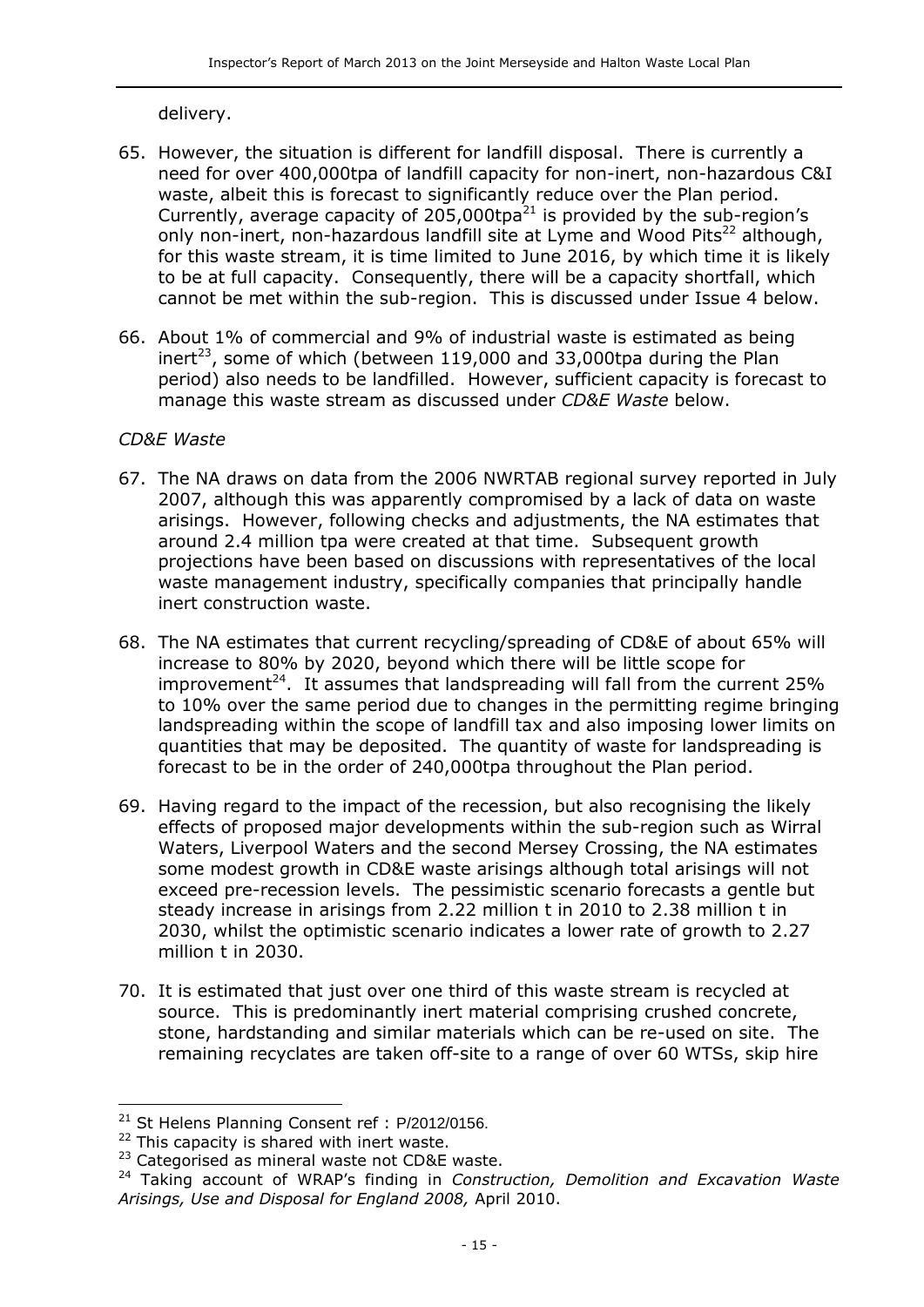delivery.

65. However, the situation is different for landfill disposal. There is currently a need for over 400,000tpa of landfill capacity for non-inert, non-hazardous C&I waste, albeit this is forecast to significantly reduce over the Plan period. Currently, average capacity of 205,000tpa[21] is provided by the sub-region's only non-inert, non-hazardous landfill site at Lyme and Wood Pits[22] although, for this waste stream, it is time limited to June 2016, by which time it is likely to be at full capacity. Consequently, there will be a capacity shortfall, which cannot be met within the sub-region. This is discussed under Issue 4 below.

66. About 1% of commercial and 9% of industrial waste is estimated as being inert[23], some of which (between 119,000 and 33,000tpa during the Plan period) also needs to be landfilled. However, sufficient capacity is forecast to manage this waste stream as discussed under *CD&E Waste* below.

*CD&E Waste*

67. The NA draws on data from the 2006 NWRTAB regional survey reported in July 2007, although this was apparently compromised by a lack of data on waste arisings. However, following checks and adjustments, the NA estimates that around 2.4 million tpa were created at that time. Subsequent growth projections have been based on discussions with representatives of the local waste management industry, specifically companies that principally handle inert construction waste.

68. The NA estimates that current recycling/spreading of CD&E of about 65% will increase to 80% by 2020, beyond which there will be little scope for improvement[24]. It assumes that landspreading will fall from the current 25% to 10% over the same period due to changes in the permitting regime bringing landspreading within the scope of landfill tax and also imposing lower limits on quantities that may be deposited. The quantity of waste for landspreading is forecast to be in the order of 240,000tpa throughout the Plan period.

69. Having regard to the impact of the recession, but also recognising the likely effects of proposed major developments within the sub-region such as Wirral Waters, Liverpool Waters and the second Mersey Crossing, the NA estimates some modest growth in CD&E waste arisings although total arisings will not exceed pre-recession levels. The pessimistic scenario forecasts a gentle but steady increase in arisings from 2.22 million t in 2010 to 2.38 million t in 2030, whilst the optimistic scenario indicates a lower rate of growth to 2.27 million t in 2030.

70. It is estimated that just over one third of this waste stream is recycled at source. This is predominantly inert material comprising crushed concrete, stone, hardstanding and similar materials which can be re-used on site. The remaining recyclates are taken off-site to a range of over 60 WTSs, skip hire

---

[21] St Helens Planning Consent ref : P/2012/0156.

[22] This capacity is shared with inert waste.

[23] Categorised as mineral waste not CD&E waste.

[24] Taking account of WRAP's finding in *Construction, Demolition and Excavation Waste Arisings, Use and Disposal for England 2008,* April 2010.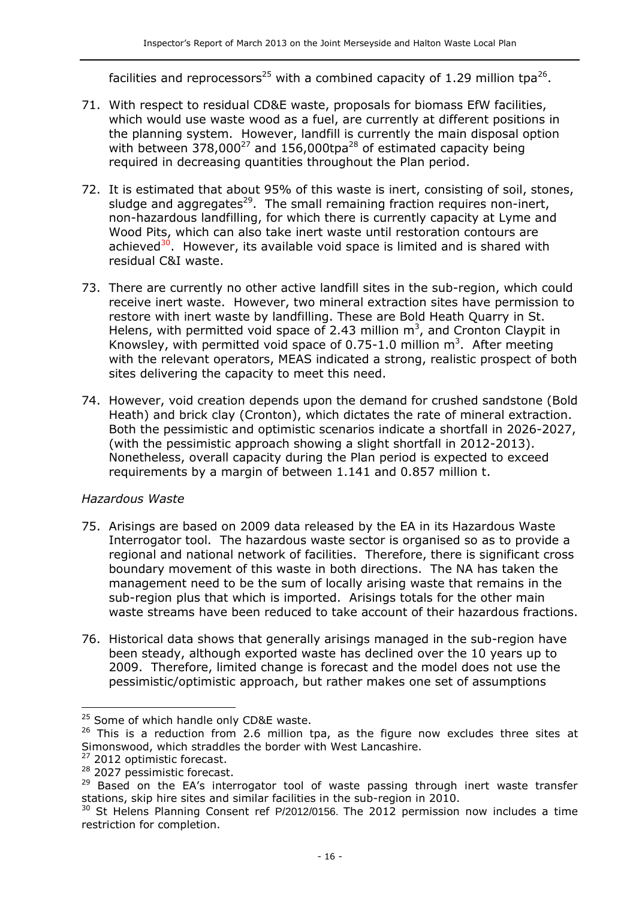facilities and reprocessors[25] with a combined capacity of 1.29 million tpa[26].

71. With respect to residual CD&E waste, proposals for biomass EfW facilities, which would use waste wood as a fuel, are currently at different positions in the planning system. However, landfill is currently the main disposal option with between 378,000[27] and 156,000tpa[28] of estimated capacity being required in decreasing quantities throughout the Plan period.

72. It is estimated that about 95% of this waste is inert, consisting of soil, stones, sludge and aggregates[29]. The small remaining fraction requires non-inert, non-hazardous landfilling, for which there is currently capacity at Lyme and Wood Pits, which can also take inert waste until restoration contours are achieved[30]. However, its available void space is limited and is shared with residual C&I waste.

73. There are currently no other active landfill sites in the sub-region, which could receive inert waste. However, two mineral extraction sites have permission to restore with inert waste by landfilling. These are Bold Heath Quarry in St. Helens, with permitted void space of 2.43 million $m^3$, and Cronton Claypit in Knowsley, with permitted void space of 0.75-1.0 million $m^3$. After meeting with the relevant operators, MEAS indicated a strong, realistic prospect of both sites delivering the capacity to meet this need.

74. However, void creation depends upon the demand for crushed sandstone (Bold Heath) and brick clay (Cronton), which dictates the rate of mineral extraction. Both the pessimistic and optimistic scenarios indicate a shortfall in 2026-2027, (with the pessimistic approach showing a slight shortfall in 2012-2013). Nonetheless, overall capacity during the Plan period is expected to exceed requirements by a margin of between 1.141 and 0.857 million t.

*Hazardous Waste*

75. Arisings are based on 2009 data released by the EA in its Hazardous Waste Interrogator tool. The hazardous waste sector is organised so as to provide a regional and national network of facilities. Therefore, there is significant cross boundary movement of this waste in both directions. The NA has taken the management need to be the sum of locally arising waste that remains in the sub-region plus that which is imported. Arisings totals for the other main waste streams have been reduced to take account of their hazardous fractions.

76. Historical data shows that generally arisings managed in the sub-region have been steady, although exported waste has declined over the 10 years up to 2009. Therefore, limited change is forecast and the model does not use the pessimistic/optimistic approach, but rather makes one set of assumptions

---

[25] Some of which handle only CD&E waste.

[26] This is a reduction from 2.6 million tpa, as the figure now excludes three sites at Simonswood, which straddles the border with West Lancashire.

[27] 2012 optimistic forecast.

[28] 2027 pessimistic forecast.

[29] Based on the EA's interrogator tool of waste passing through inert waste transfer stations, skip hire sites and similar facilities in the sub-region in 2010.

[30] St Helens Planning Consent ref P/2012/0156. The 2012 permission now includes a time restriction for completion.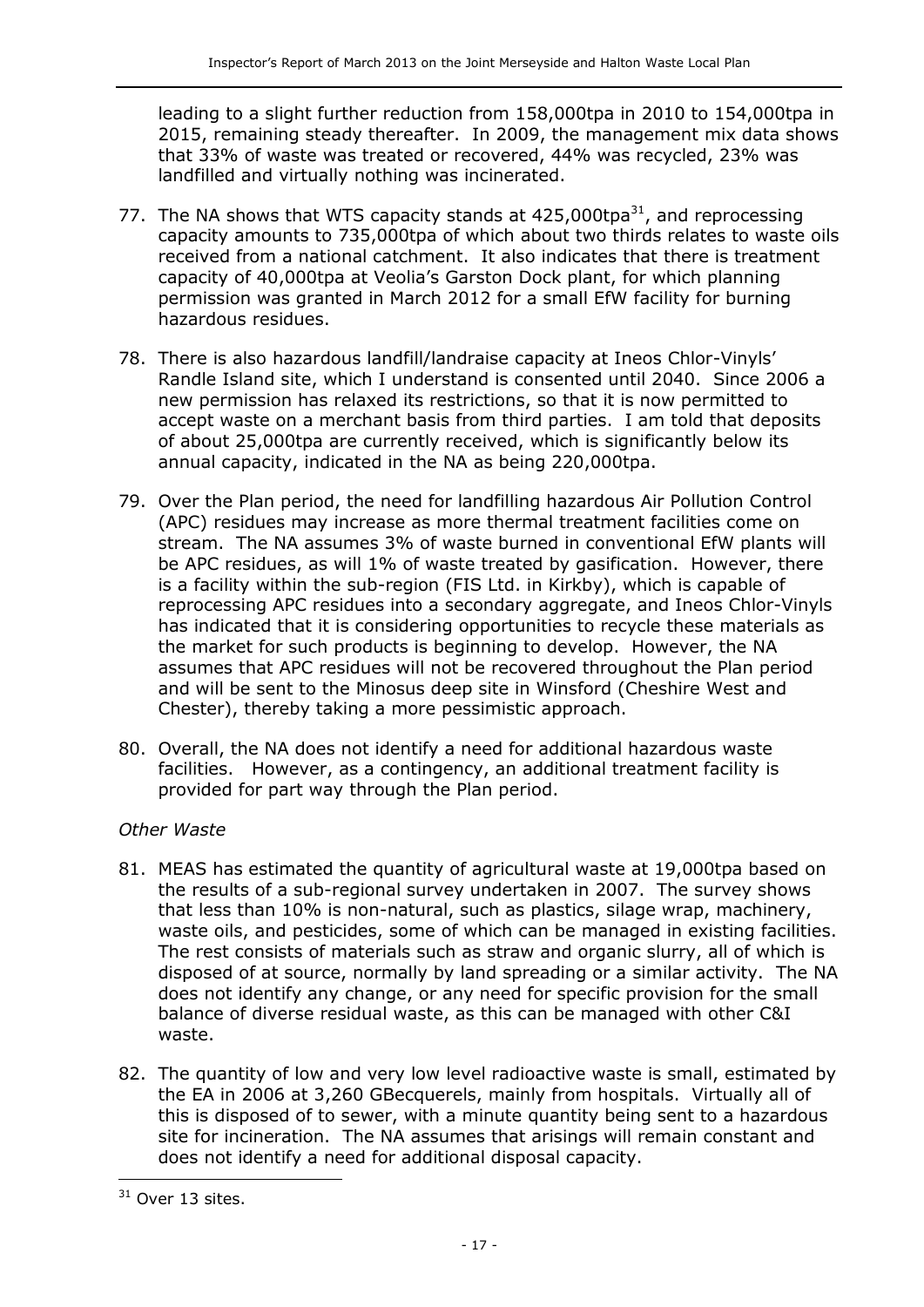leading to a slight further reduction from 158,000tpa in 2010 to 154,000tpa in 2015, remaining steady thereafter. In 2009, the management mix data shows that 33% of waste was treated or recovered, 44% was recycled, 23% was landfilled and virtually nothing was incinerated.

77. The NA shows that WTS capacity stands at 425,000tpa[31], and reprocessing capacity amounts to 735,000tpa of which about two thirds relates to waste oils received from a national catchment. It also indicates that there is treatment capacity of 40,000tpa at Veolia's Garston Dock plant, for which planning permission was granted in March 2012 for a small EfW facility for burning hazardous residues.

78. There is also hazardous landfill/landraise capacity at Ineos Chlor-Vinyls' Randle Island site, which I understand is consented until 2040. Since 2006 a new permission has relaxed its restrictions, so that it is now permitted to accept waste on a merchant basis from third parties. I am told that deposits of about 25,000tpa are currently received, which is significantly below its annual capacity, indicated in the NA as being 220,000tpa.

79. Over the Plan period, the need for landfilling hazardous Air Pollution Control (APC) residues may increase as more thermal treatment facilities come on stream. The NA assumes 3% of waste burned in conventional EfW plants will be APC residues, as will 1% of waste treated by gasification. However, there is a facility within the sub-region (FIS Ltd. in Kirkby), which is capable of reprocessing APC residues into a secondary aggregate, and Ineos Chlor-Vinyls has indicated that it is considering opportunities to recycle these materials as the market for such products is beginning to develop. However, the NA assumes that APC residues will not be recovered throughout the Plan period and will be sent to the Minosus deep site in Winsford (Cheshire West and Chester), thereby taking a more pessimistic approach.

80. Overall, the NA does not identify a need for additional hazardous waste facilities. However, as a contingency, an additional treatment facility is provided for part way through the Plan period.

*Other Waste*

81. MEAS has estimated the quantity of agricultural waste at 19,000tpa based on the results of a sub-regional survey undertaken in 2007. The survey shows that less than 10% is non-natural, such as plastics, silage wrap, machinery, waste oils, and pesticides, some of which can be managed in existing facilities. The rest consists of materials such as straw and organic slurry, all of which is disposed of at source, normally by land spreading or a similar activity. The NA does not identify any change, or any need for specific provision for the small balance of diverse residual waste, as this can be managed with other C&I waste.

82. The quantity of low and very low level radioactive waste is small, estimated by the EA in 2006 at 3,260 GBecquerels, mainly from hospitals. Virtually all of this is disposed of to sewer, with a minute quantity being sent to a hazardous site for incineration. The NA assumes that arisings will remain constant and does not identify a need for additional disposal capacity.

---

[31] Over 13 sites.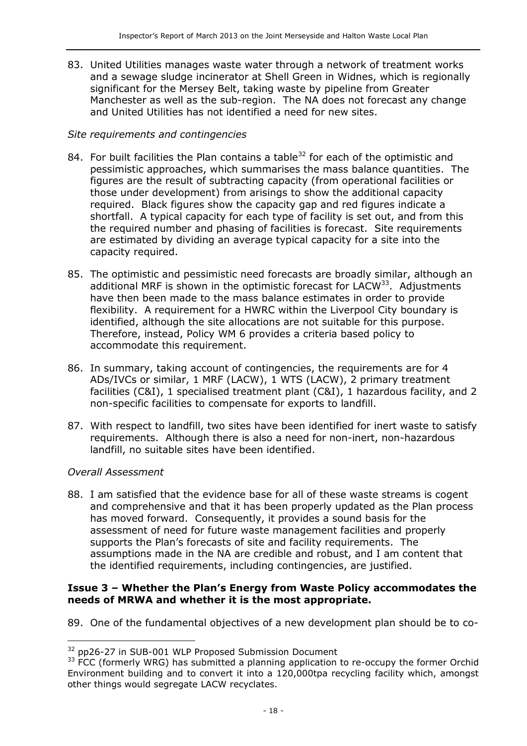83. United Utilities manages waste water through a network of treatment works and a sewage sludge incinerator at Shell Green in Widnes, which is regionally significant for the Mersey Belt, taking waste by pipeline from Greater Manchester as well as the sub-region. The NA does not forecast any change and United Utilities has not identified a need for new sites.

*Site requirements and contingencies*

84. For built facilities the Plan contains a table[32] for each of the optimistic and pessimistic approaches, which summarises the mass balance quantities. The figures are the result of subtracting capacity (from operational facilities or those under development) from arisings to show the additional capacity required. Black figures show the capacity gap and red figures indicate a shortfall. A typical capacity for each type of facility is set out, and from this the required number and phasing of facilities is forecast. Site requirements are estimated by dividing an average typical capacity for a site into the capacity required.

85. The optimistic and pessimistic need forecasts are broadly similar, although an additional MRF is shown in the optimistic forecast for LACW[33]. Adjustments have then been made to the mass balance estimates in order to provide flexibility. A requirement for a HWRC within the Liverpool City boundary is identified, although the site allocations are not suitable for this purpose. Therefore, instead, Policy WM 6 provides a criteria based policy to accommodate this requirement.

86. In summary, taking account of contingencies, the requirements are for 4 ADs/IVCs or similar, 1 MRF (LACW), 1 WTS (LACW), 2 primary treatment facilities (C&I), 1 specialised treatment plant (C&I), 1 hazardous facility, and 2 non-specific facilities to compensate for exports to landfill.

87. With respect to landfill, two sites have been identified for inert waste to satisfy requirements. Although there is also a need for non-inert, non-hazardous landfill, no suitable sites have been identified.

*Overall Assessment*

88. I am satisfied that the evidence base for all of these waste streams is cogent and comprehensive and that it has been properly updated as the Plan process has moved forward. Consequently, it provides a sound basis for the assessment of need for future waste management facilities and properly supports the Plan's forecasts of site and facility requirements. The assumptions made in the NA are credible and robust, and I am content that the identified requirements, including contingencies, are justified.

**Issue 3 – Whether the Plan's Energy from Waste Policy accommodates the needs of MRWA and whether it is the most appropriate.**

89. One of the fundamental objectives of a new development plan should be to co-

---

[32] pp26-27 in SUB-001 WLP Proposed Submission Document

[33] FCC (formerly WRG) has submitted a planning application to re-occupy the former Orchid Environment building and to convert it into a 120,000tpa recycling facility which, amongst other things would segregate LACW recyclates.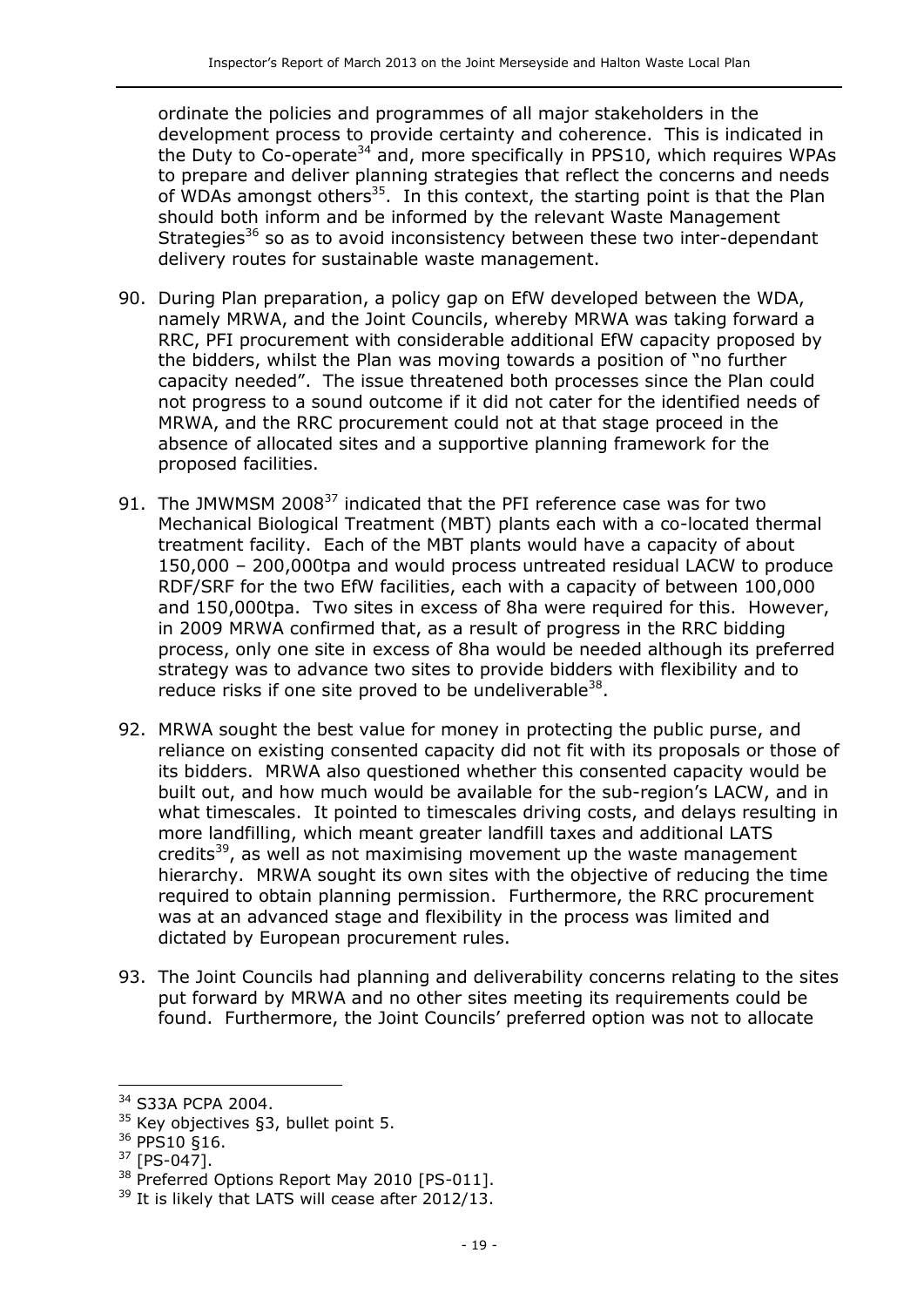ordinate the policies and programmes of all major stakeholders in the development process to provide certainty and coherence. This is indicated in the Duty to Co-operate[34] and, more specifically in PPS10, which requires WPAs to prepare and deliver planning strategies that reflect the concerns and needs of WDAs amongst others[35]. In this context, the starting point is that the Plan should both inform and be informed by the relevant Waste Management Strategies[36] so as to avoid inconsistency between these two inter-dependant delivery routes for sustainable waste management.

90. During Plan preparation, a policy gap on EfW developed between the WDA, namely MRWA, and the Joint Councils, whereby MRWA was taking forward a RRC, PFI procurement with considerable additional EfW capacity proposed by the bidders, whilst the Plan was moving towards a position of "no further capacity needed". The issue threatened both processes since the Plan could not progress to a sound outcome if it did not cater for the identified needs of MRWA, and the RRC procurement could not at that stage proceed in the absence of allocated sites and a supportive planning framework for the proposed facilities.

91. The JMWMSM 2008[37] indicated that the PFI reference case was for two Mechanical Biological Treatment (MBT) plants each with a co-located thermal treatment facility. Each of the MBT plants would have a capacity of about 150,000 – 200,000tpa and would process untreated residual LACW to produce RDF/SRF for the two EfW facilities, each with a capacity of between 100,000 and 150,000tpa. Two sites in excess of 8ha were required for this. However, in 2009 MRWA confirmed that, as a result of progress in the RRC bidding process, only one site in excess of 8ha would be needed although its preferred strategy was to advance two sites to provide bidders with flexibility and to reduce risks if one site proved to be undeliverable[38].

92. MRWA sought the best value for money in protecting the public purse, and reliance on existing consented capacity did not fit with its proposals or those of its bidders. MRWA also questioned whether this consented capacity would be built out, and how much would be available for the sub-region's LACW, and in what timescales. It pointed to timescales driving costs, and delays resulting in more landfilling, which meant greater landfill taxes and additional LATS credits[39], as well as not maximising movement up the waste management hierarchy. MRWA sought its own sites with the objective of reducing the time required to obtain planning permission. Furthermore, the RRC procurement was at an advanced stage and flexibility in the process was limited and dictated by European procurement rules.

93. The Joint Councils had planning and deliverability concerns relating to the sites put forward by MRWA and no other sites meeting its requirements could be found. Furthermore, the Joint Councils' preferred option was not to allocate

---

[34] S33A PCPA 2004.

[35] Key objectives §3, bullet point 5.

[36] PPS10 §16.

[37] [PS-047].

[38] Preferred Options Report May 2010 [PS-011].

[39] It is likely that LATS will cease after 2012/13.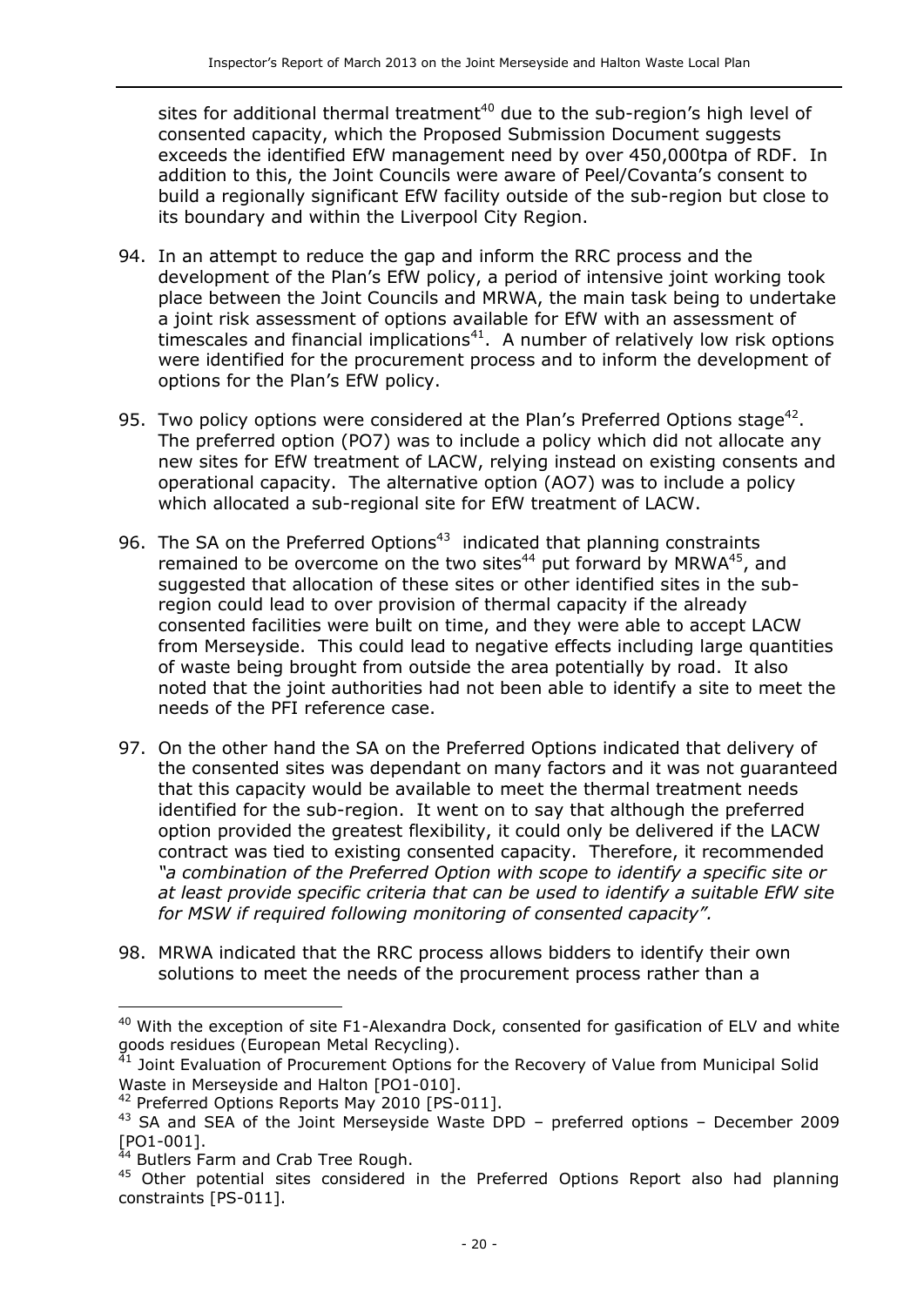sites for additional thermal treatment[40] due to the sub-region's high level of consented capacity, which the Proposed Submission Document suggests exceeds the identified EfW management need by over 450,000tpa of RDF. In addition to this, the Joint Councils were aware of Peel/Covanta's consent to build a regionally significant EfW facility outside of the sub-region but close to its boundary and within the Liverpool City Region.

94. In an attempt to reduce the gap and inform the RRC process and the development of the Plan's EfW policy, a period of intensive joint working took place between the Joint Councils and MRWA, the main task being to undertake a joint risk assessment of options available for EfW with an assessment of timescales and financial implications[41]. A number of relatively low risk options were identified for the procurement process and to inform the development of options for the Plan's EfW policy.

95. Two policy options were considered at the Plan's Preferred Options stage[42]. The preferred option (PO7) was to include a policy which did not allocate any new sites for EfW treatment of LACW, relying instead on existing consents and operational capacity. The alternative option (AO7) was to include a policy which allocated a sub-regional site for EfW treatment of LACW.

96. The SA on the Preferred Options[43] indicated that planning constraints remained to be overcome on the two sites[44] put forward by MRWA[45], and suggested that allocation of these sites or other identified sites in the sub-region could lead to over provision of thermal capacity if the already consented facilities were built on time, and they were able to accept LACW from Merseyside. This could lead to negative effects including large quantities of waste being brought from outside the area potentially by road. It also noted that the joint authorities had not been able to identify a site to meet the needs of the PFI reference case.

97. On the other hand the SA on the Preferred Options indicated that delivery of the consented sites was dependant on many factors and it was not guaranteed that this capacity would be available to meet the thermal treatment needs identified for the sub-region. It went on to say that although the preferred option provided the greatest flexibility, it could only be delivered if the LACW contract was tied to existing consented capacity. Therefore, it recommended *"a combination of the Preferred Option with scope to identify a specific site or at least provide specific criteria that can be used to identify a suitable EfW site for MSW if required following monitoring of consented capacity".*

98. MRWA indicated that the RRC process allows bidders to identify their own solutions to meet the needs of the procurement process rather than a

---

[40] With the exception of site F1-Alexandra Dock, consented for gasification of ELV and white goods residues (European Metal Recycling).

[41] Joint Evaluation of Procurement Options for the Recovery of Value from Municipal Solid Waste in Merseyside and Halton [PO1-010].

[42] Preferred Options Reports May 2010 [PS-011].

[43] SA and SEA of the Joint Merseyside Waste DPD – preferred options – December 2009 [PO1-001].

[44] Butlers Farm and Crab Tree Rough.

[45] Other potential sites considered in the Preferred Options Report also had planning constraints [PS-011].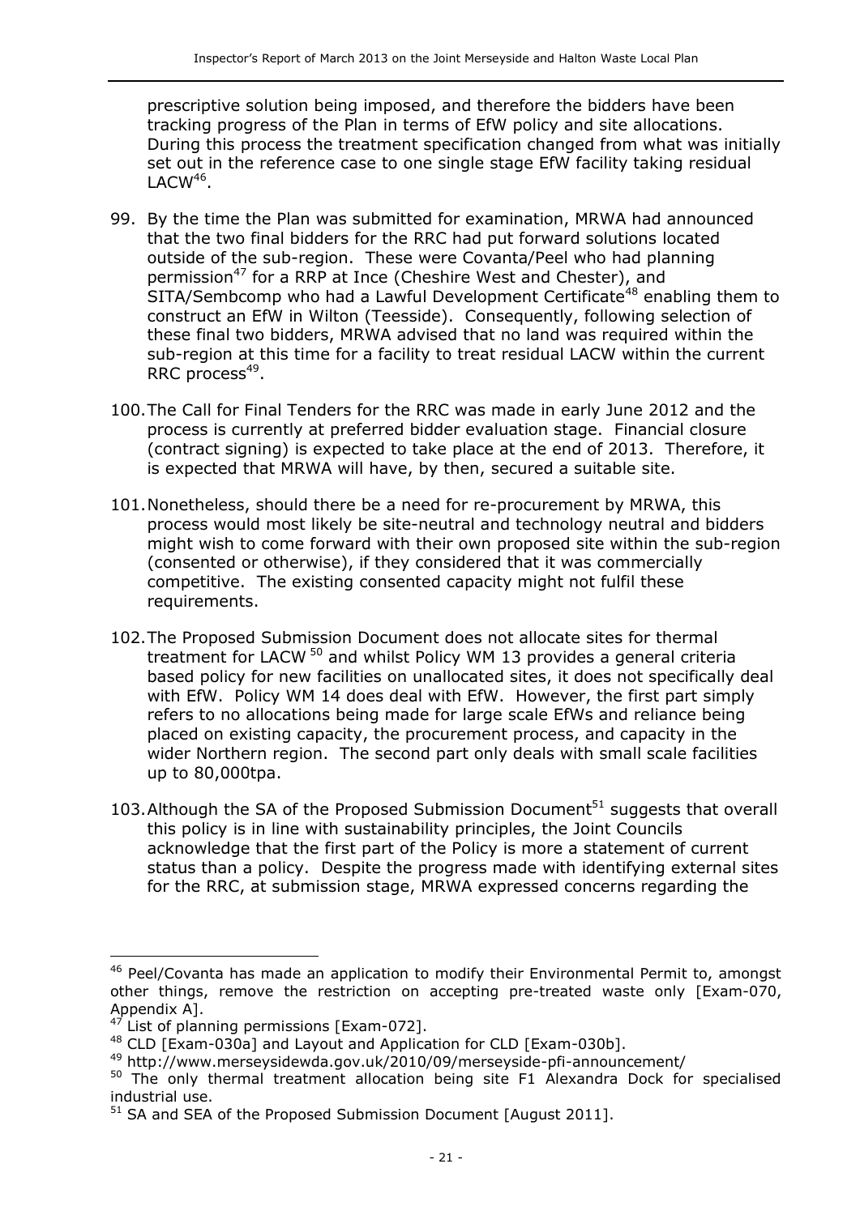prescriptive solution being imposed, and therefore the bidders have been tracking progress of the Plan in terms of EfW policy and site allocations. During this process the treatment specification changed from what was initially set out in the reference case to one single stage EfW facility taking residual LACW[46].

99. By the time the Plan was submitted for examination, MRWA had announced that the two final bidders for the RRC had put forward solutions located outside of the sub-region. These were Covanta/Peel who had planning permission[47] for a RRP at Ince (Cheshire West and Chester), and SITA/Sembcomp who had a Lawful Development Certificate[48] enabling them to construct an EfW in Wilton (Teesside). Consequently, following selection of these final two bidders, MRWA advised that no land was required within the sub-region at this time for a facility to treat residual LACW within the current RRC process[49].

100. The Call for Final Tenders for the RRC was made in early June 2012 and the process is currently at preferred bidder evaluation stage. Financial closure (contract signing) is expected to take place at the end of 2013. Therefore, it is expected that MRWA will have, by then, secured a suitable site.

101. Nonetheless, should there be a need for re-procurement by MRWA, this process would most likely be site-neutral and technology neutral and bidders might wish to come forward with their own proposed site within the sub-region (consented or otherwise), if they considered that it was commercially competitive. The existing consented capacity might not fulfil these requirements.

102. The Proposed Submission Document does not allocate sites for thermal treatment for LACW [50] and whilst Policy WM 13 provides a general criteria based policy for new facilities on unallocated sites, it does not specifically deal with EfW. Policy WM 14 does deal with EfW. However, the first part simply refers to no allocations being made for large scale EfWs and reliance being placed on existing capacity, the procurement process, and capacity in the wider Northern region. The second part only deals with small scale facilities up to 80,000tpa.

103. Although the SA of the Proposed Submission Document[51] suggests that overall this policy is in line with sustainability principles, the Joint Councils acknowledge that the first part of the Policy is more a statement of current status than a policy. Despite the progress made with identifying external sites for the RRC, at submission stage, MRWA expressed concerns regarding the

---

[46] Peel/Covanta has made an application to modify their Environmental Permit to, amongst other things, remove the restriction on accepting pre-treated waste only [Exam-070, Appendix A].

[47] List of planning permissions [Exam-072].

[48] CLD [Exam-030a] and Layout and Application for CLD [Exam-030b].

[49] http://www.merseysidewda.gov.uk/2010/09/merseyside-pfi-announcement/

[50] The only thermal treatment allocation being site F1 Alexandra Dock for specialised industrial use.

[51] SA and SEA of the Proposed Submission Document [August 2011].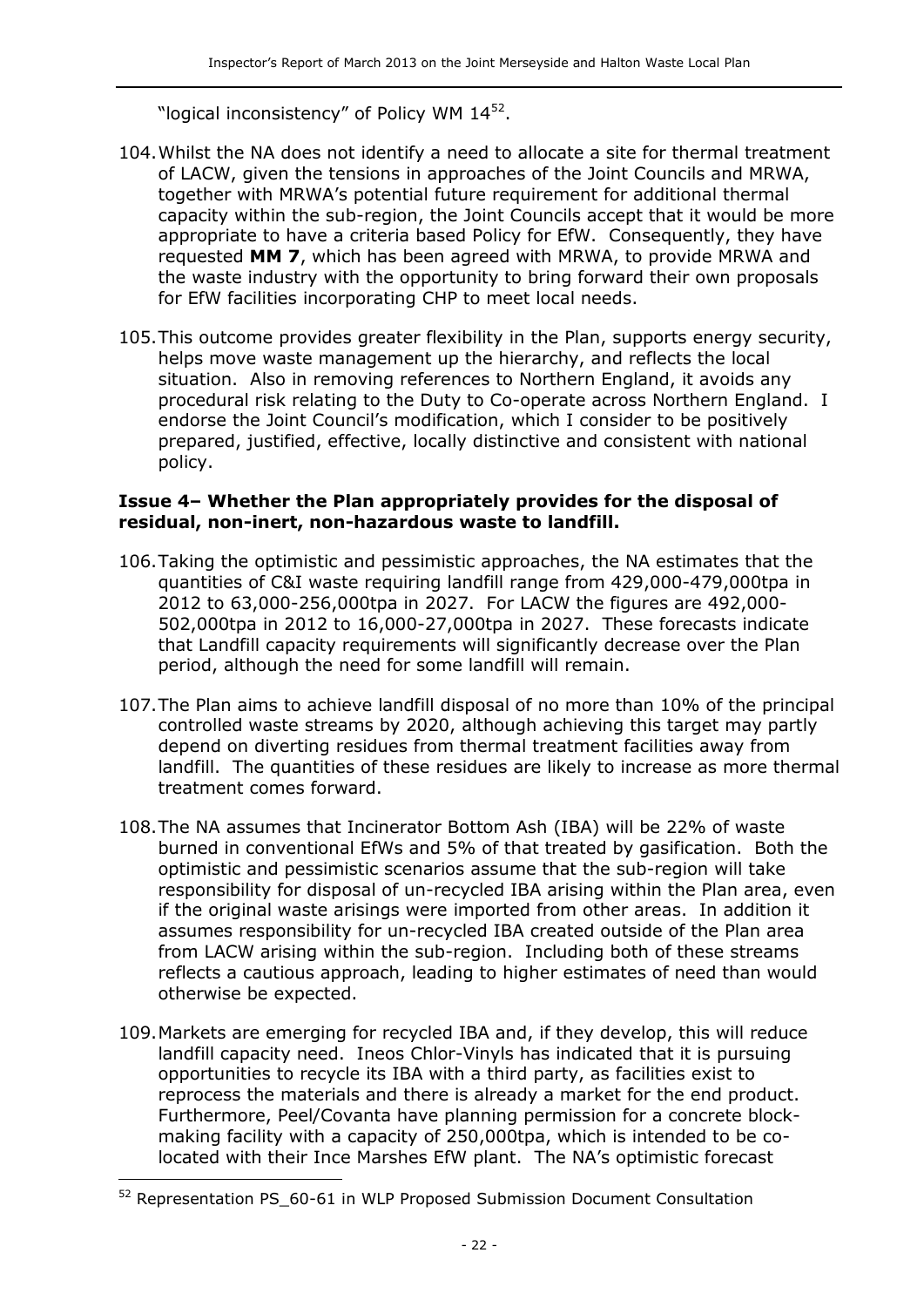"logical inconsistency" of Policy WM 14[52].

104. Whilst the NA does not identify a need to allocate a site for thermal treatment of LACW, given the tensions in approaches of the Joint Councils and MRWA, together with MRWA's potential future requirement for additional thermal capacity within the sub-region, the Joint Councils accept that it would be more appropriate to have a criteria based Policy for EfW. Consequently, they have requested **MM 7**, which has been agreed with MRWA, to provide MRWA and the waste industry with the opportunity to bring forward their own proposals for EfW facilities incorporating CHP to meet local needs.

105. This outcome provides greater flexibility in the Plan, supports energy security, helps move waste management up the hierarchy, and reflects the local situation. Also in removing references to Northern England, it avoids any procedural risk relating to the Duty to Co-operate across Northern England. I endorse the Joint Council's modification, which I consider to be positively prepared, justified, effective, locally distinctive and consistent with national policy.

**Issue 4– Whether the Plan appropriately provides for the disposal of residual, non-inert, non-hazardous waste to landfill.**

106. Taking the optimistic and pessimistic approaches, the NA estimates that the quantities of C&I waste requiring landfill range from 429,000-479,000tpa in 2012 to 63,000-256,000tpa in 2027. For LACW the figures are 492,000-502,000tpa in 2012 to 16,000-27,000tpa in 2027. These forecasts indicate that Landfill capacity requirements will significantly decrease over the Plan period, although the need for some landfill will remain.

107. The Plan aims to achieve landfill disposal of no more than 10% of the principal controlled waste streams by 2020, although achieving this target may partly depend on diverting residues from thermal treatment facilities away from landfill. The quantities of these residues are likely to increase as more thermal treatment comes forward.

108. The NA assumes that Incinerator Bottom Ash (IBA) will be 22% of waste burned in conventional EfWs and 5% of that treated by gasification. Both the optimistic and pessimistic scenarios assume that the sub-region will take responsibility for disposal of un-recycled IBA arising within the Plan area, even if the original waste arisings were imported from other areas. In addition it assumes responsibility for un-recycled IBA created outside of the Plan area from LACW arising within the sub-region. Including both of these streams reflects a cautious approach, leading to higher estimates of need than would otherwise be expected.

109. Markets are emerging for recycled IBA and, if they develop, this will reduce landfill capacity need. Ineos Chlor-Vinyls has indicated that it is pursuing opportunities to recycle its IBA with a third party, as facilities exist to reprocess the materials and there is already a market for the end product. Furthermore, Peel/Covanta have planning permission for a concrete block-making facility with a capacity of 250,000tpa, which is intended to be co-located with their Ince Marshes EfW plant. The NA's optimistic forecast

---

[52] Representation PS_60-61 in WLP Proposed Submission Document Consultation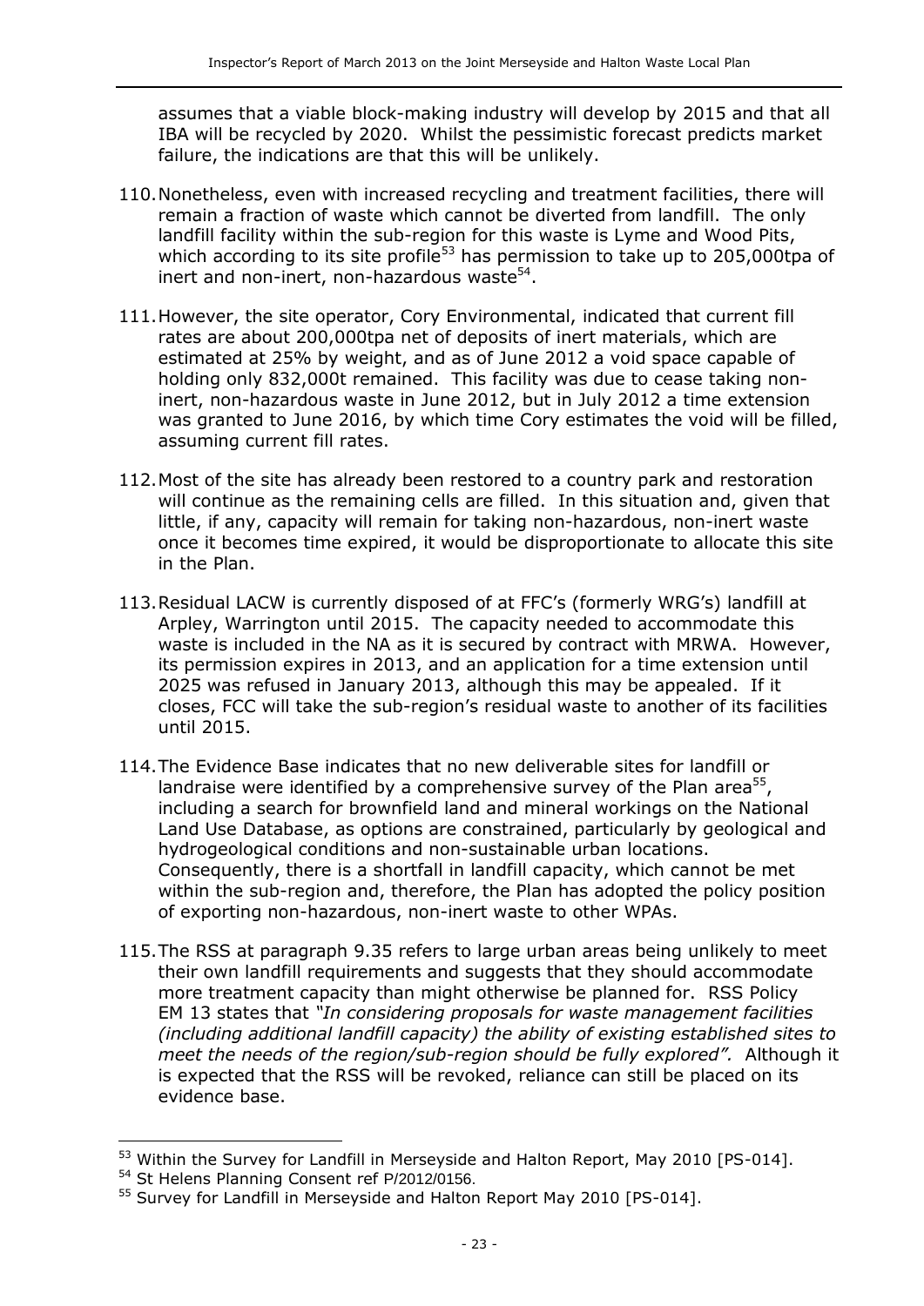assumes that a viable block-making industry will develop by 2015 and that all IBA will be recycled by 2020. Whilst the pessimistic forecast predicts market failure, the indications are that this will be unlikely.

110. Nonetheless, even with increased recycling and treatment facilities, there will remain a fraction of waste which cannot be diverted from landfill. The only landfill facility within the sub-region for this waste is Lyme and Wood Pits, which according to its site profile[53] has permission to take up to 205,000tpa of inert and non-inert, non-hazardous waste[54].

111. However, the site operator, Cory Environmental, indicated that current fill rates are about 200,000tpa net of deposits of inert materials, which are estimated at 25% by weight, and as of June 2012 a void space capable of holding only 832,000t remained. This facility was due to cease taking non-inert, non-hazardous waste in June 2012, but in July 2012 a time extension was granted to June 2016, by which time Cory estimates the void will be filled, assuming current fill rates.

112. Most of the site has already been restored to a country park and restoration will continue as the remaining cells are filled. In this situation and, given that little, if any, capacity will remain for taking non-hazardous, non-inert waste once it becomes time expired, it would be disproportionate to allocate this site in the Plan.

113. Residual LACW is currently disposed of at FFC's (formerly WRG's) landfill at Arpley, Warrington until 2015. The capacity needed to accommodate this waste is included in the NA as it is secured by contract with MRWA. However, its permission expires in 2013, and an application for a time extension until 2025 was refused in January 2013, although this may be appealed. If it closes, FCC will take the sub-region's residual waste to another of its facilities until 2015.

114. The Evidence Base indicates that no new deliverable sites for landfill or landraise were identified by a comprehensive survey of the Plan area[55], including a search for brownfield land and mineral workings on the National Land Use Database, as options are constrained, particularly by geological and hydrogeological conditions and non-sustainable urban locations. Consequently, there is a shortfall in landfill capacity, which cannot be met within the sub-region and, therefore, the Plan has adopted the policy position of exporting non-hazardous, non-inert waste to other WPAs.

115. The RSS at paragraph 9.35 refers to large urban areas being unlikely to meet their own landfill requirements and suggests that they should accommodate more treatment capacity than might otherwise be planned for. RSS Policy EM 13 states that *"In considering proposals for waste management facilities (including additional landfill capacity) the ability of existing established sites to meet the needs of the region/sub-region should be fully explored".* Although it is expected that the RSS will be revoked, reliance can still be placed on its evidence base.

---

[53] Within the Survey for Landfill in Merseyside and Halton Report, May 2010 [PS-014].

[54] St Helens Planning Consent ref P/2012/0156.

[55] Survey for Landfill in Merseyside and Halton Report May 2010 [PS-014].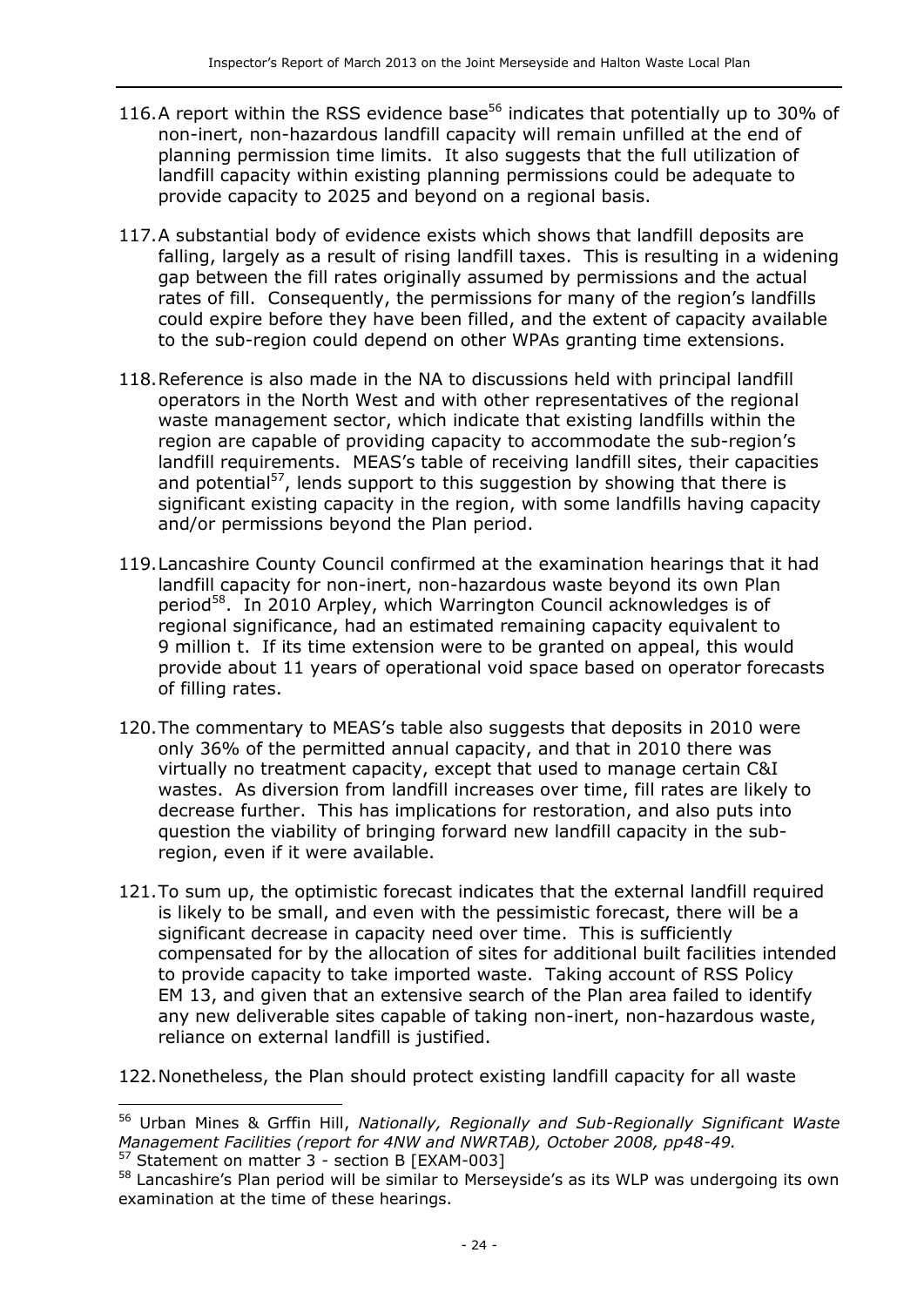116. A report within the RSS evidence base[56] indicates that potentially up to 30% of non-inert, non-hazardous landfill capacity will remain unfilled at the end of planning permission time limits. It also suggests that the full utilization of landfill capacity within existing planning permissions could be adequate to provide capacity to 2025 and beyond on a regional basis.

117. A substantial body of evidence exists which shows that landfill deposits are falling, largely as a result of rising landfill taxes. This is resulting in a widening gap between the fill rates originally assumed by permissions and the actual rates of fill. Consequently, the permissions for many of the region's landfills could expire before they have been filled, and the extent of capacity available to the sub-region could depend on other WPAs granting time extensions.

118. Reference is also made in the NA to discussions held with principal landfill operators in the North West and with other representatives of the regional waste management sector, which indicate that existing landfills within the region are capable of providing capacity to accommodate the sub-region's landfill requirements. MEAS's table of receiving landfill sites, their capacities and potential[57], lends support to this suggestion by showing that there is significant existing capacity in the region, with some landfills having capacity and/or permissions beyond the Plan period.

119. Lancashire County Council confirmed at the examination hearings that it had landfill capacity for non-inert, non-hazardous waste beyond its own Plan period[58]. In 2010 Arpley, which Warrington Council acknowledges is of regional significance, had an estimated remaining capacity equivalent to 9 million t. If its time extension were to be granted on appeal, this would provide about 11 years of operational void space based on operator forecasts of filling rates.

120. The commentary to MEAS's table also suggests that deposits in 2010 were only 36% of the permitted annual capacity, and that in 2010 there was virtually no treatment capacity, except that used to manage certain C&I wastes. As diversion from landfill increases over time, fill rates are likely to decrease further. This has implications for restoration, and also puts into question the viability of bringing forward new landfill capacity in the sub-region, even if it were available.

121. To sum up, the optimistic forecast indicates that the external landfill required is likely to be small, and even with the pessimistic forecast, there will be a significant decrease in capacity need over time. This is sufficiently compensated for by the allocation of sites for additional built facilities intended to provide capacity to take imported waste. Taking account of RSS Policy EM 13, and given that an extensive search of the Plan area failed to identify any new deliverable sites capable of taking non-inert, non-hazardous waste, reliance on external landfill is justified.

122. Nonetheless, the Plan should protect existing landfill capacity for all waste

---

[56] Urban Mines & Grffin Hill, *Nationally, Regionally and Sub-Regionally Significant Waste Management Facilities (report for 4NW and NWRTAB), October 2008, pp48-49.*

[57] Statement on matter 3 - section B [EXAM-003]

[58] Lancashire's Plan period will be similar to Merseyside's as its WLP was undergoing its own examination at the time of these hearings.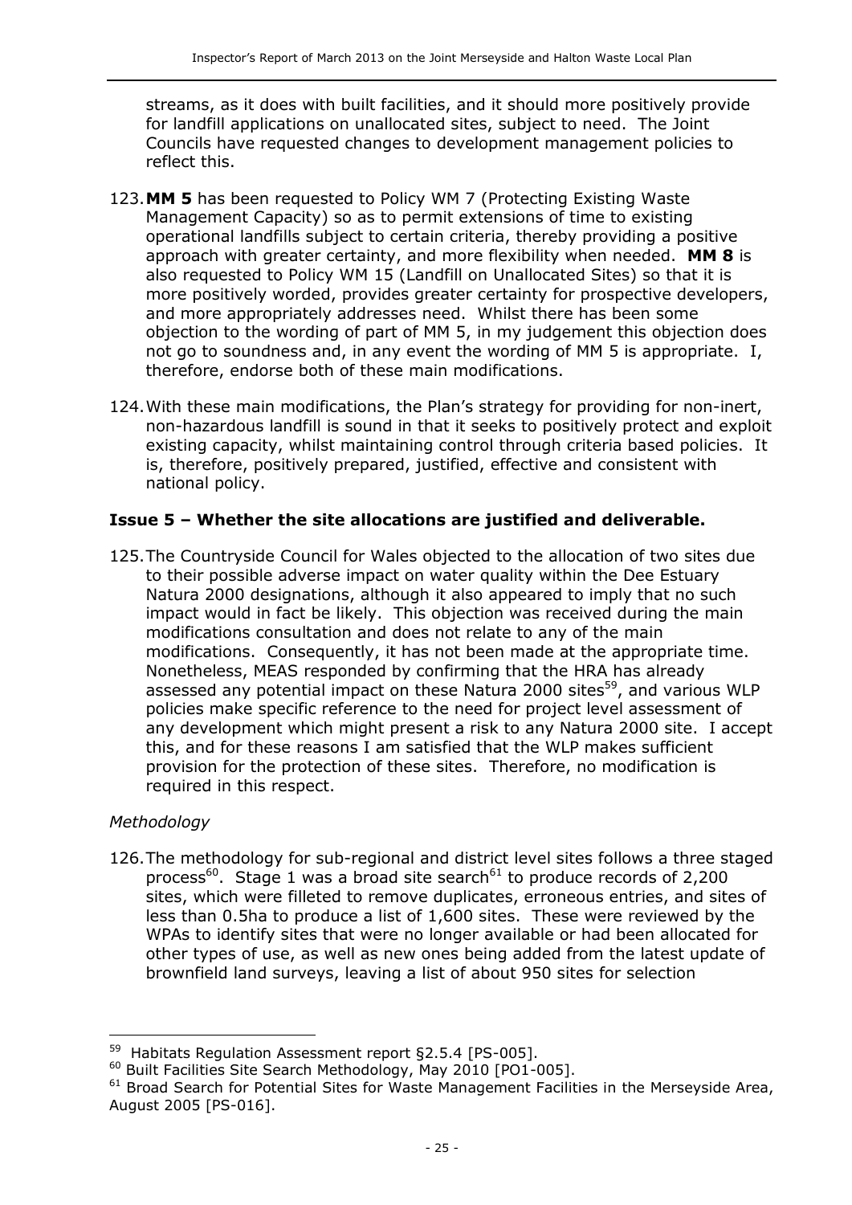streams, as it does with built facilities, and it should more positively provide for landfill applications on unallocated sites, subject to need. The Joint Councils have requested changes to development management policies to reflect this.

123. **MM 5** has been requested to Policy WM 7 (Protecting Existing Waste Management Capacity) so as to permit extensions of time to existing operational landfills subject to certain criteria, thereby providing a positive approach with greater certainty, and more flexibility when needed. **MM 8** is also requested to Policy WM 15 (Landfill on Unallocated Sites) so that it is more positively worded, provides greater certainty for prospective developers, and more appropriately addresses need. Whilst there has been some objection to the wording of part of MM 5, in my judgement this objection does not go to soundness and, in any event the wording of MM 5 is appropriate. I, therefore, endorse both of these main modifications.

124. With these main modifications, the Plan's strategy for providing for non-inert, non-hazardous landfill is sound in that it seeks to positively protect and exploit existing capacity, whilst maintaining control through criteria based policies. It is, therefore, positively prepared, justified, effective and consistent with national policy.

### Issue 5 – Whether the site allocations are justified and deliverable.

125. The Countryside Council for Wales objected to the allocation of two sites due to their possible adverse impact on water quality within the Dee Estuary Natura 2000 designations, although it also appeared to imply that no such impact would in fact be likely. This objection was received during the main modifications consultation and does not relate to any of the main modifications. Consequently, it has not been made at the appropriate time. Nonetheless, MEAS responded by confirming that the HRA has already assessed any potential impact on these Natura 2000 sites[59], and various WLP policies make specific reference to the need for project level assessment of any development which might present a risk to any Natura 2000 site. I accept this, and for these reasons I am satisfied that the WLP makes sufficient provision for the protection of these sites. Therefore, no modification is required in this respect.

*Methodology*

126. The methodology for sub-regional and district level sites follows a three staged process[60]. Stage 1 was a broad site search[61] to produce records of 2,200 sites, which were filleted to remove duplicates, erroneous entries, and sites of less than 0.5ha to produce a list of 1,600 sites. These were reviewed by the WPAs to identify sites that were no longer available or had been allocated for other types of use, as well as new ones being added from the latest update of brownfield land surveys, leaving a list of about 950 sites for selection

---

[59] Habitats Regulation Assessment report §2.5.4 [PS-005].

[60] Built Facilities Site Search Methodology, May 2010 [PO1-005].

[61] Broad Search for Potential Sites for Waste Management Facilities in the Merseyside Area, August 2005 [PS-016].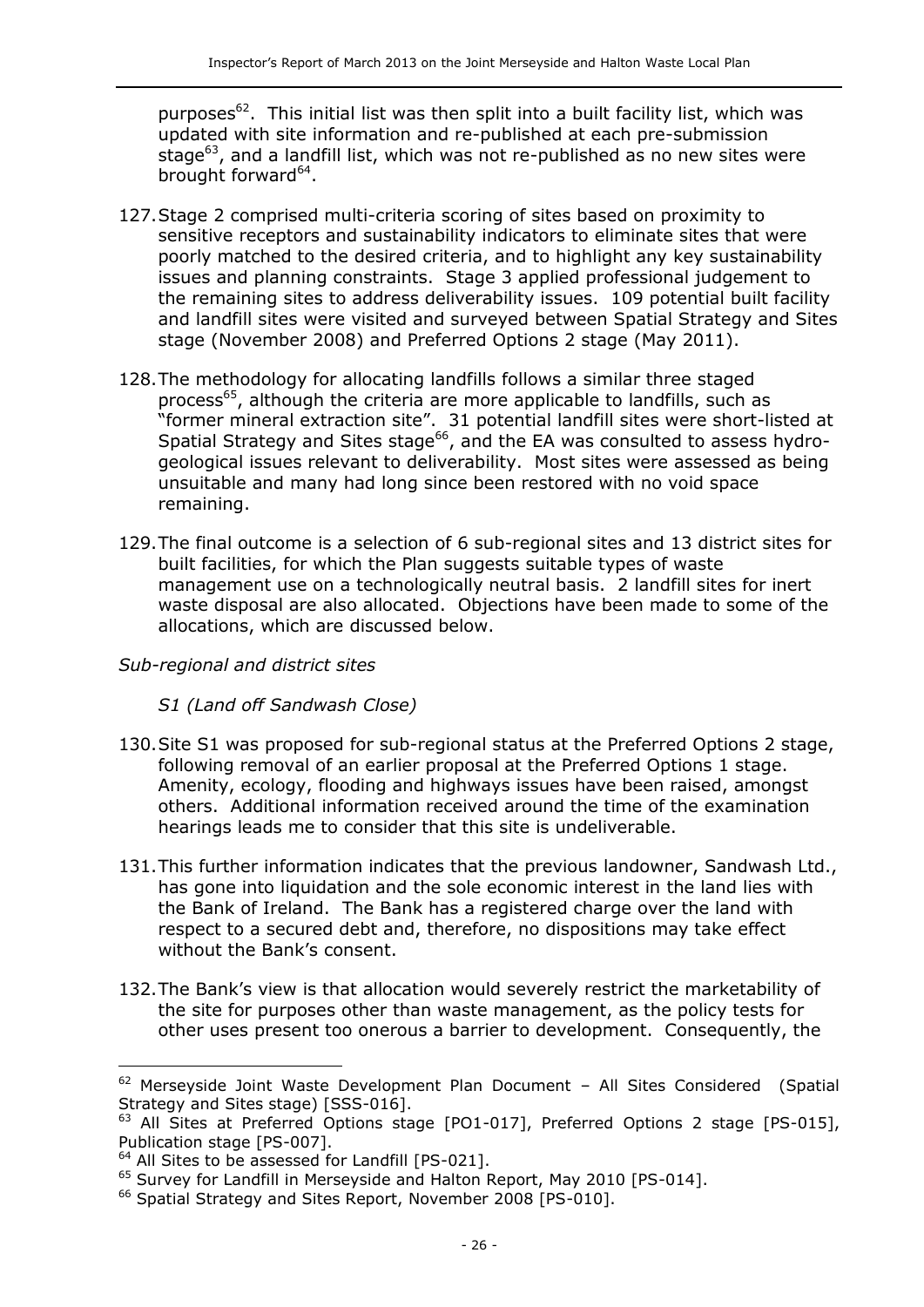purposes[62]. This initial list was then split into a built facility list, which was updated with site information and re-published at each pre-submission stage[63], and a landfill list, which was not re-published as no new sites were brought forward[64].

127. Stage 2 comprised multi-criteria scoring of sites based on proximity to sensitive receptors and sustainability indicators to eliminate sites that were poorly matched to the desired criteria, and to highlight any key sustainability issues and planning constraints. Stage 3 applied professional judgement to the remaining sites to address deliverability issues. 109 potential built facility and landfill sites were visited and surveyed between Spatial Strategy and Sites stage (November 2008) and Preferred Options 2 stage (May 2011).

128. The methodology for allocating landfills follows a similar three staged process[65], although the criteria are more applicable to landfills, such as "former mineral extraction site". 31 potential landfill sites were short-listed at Spatial Strategy and Sites stage[66], and the EA was consulted to assess hydro-geological issues relevant to deliverability. Most sites were assessed as being unsuitable and many had long since been restored with no void space remaining.

129. The final outcome is a selection of 6 sub-regional sites and 13 district sites for built facilities, for which the Plan suggests suitable types of waste management use on a technologically neutral basis. 2 landfill sites for inert waste disposal are also allocated. Objections have been made to some of the allocations, which are discussed below.

*Sub-regional and district sites*

*S1 (Land off Sandwash Close)*

130. Site S1 was proposed for sub-regional status at the Preferred Options 2 stage, following removal of an earlier proposal at the Preferred Options 1 stage. Amenity, ecology, flooding and highways issues have been raised, amongst others. Additional information received around the time of the examination hearings leads me to consider that this site is undeliverable.

131. This further information indicates that the previous landowner, Sandwash Ltd., has gone into liquidation and the sole economic interest in the land lies with the Bank of Ireland. The Bank has a registered charge over the land with respect to a secured debt and, therefore, no dispositions may take effect without the Bank's consent.

132. The Bank's view is that allocation would severely restrict the marketability of the site for purposes other than waste management, as the policy tests for other uses present too onerous a barrier to development. Consequently, the

---

[62] Merseyside Joint Waste Development Plan Document – All Sites Considered (Spatial Strategy and Sites stage) [SSS-016].

[63] All Sites at Preferred Options stage [PO1-017], Preferred Options 2 stage [PS-015], Publication stage [PS-007].

[64] All Sites to be assessed for Landfill [PS-021].

[65] Survey for Landfill in Merseyside and Halton Report, May 2010 [PS-014].

[66] Spatial Strategy and Sites Report, November 2008 [PS-010].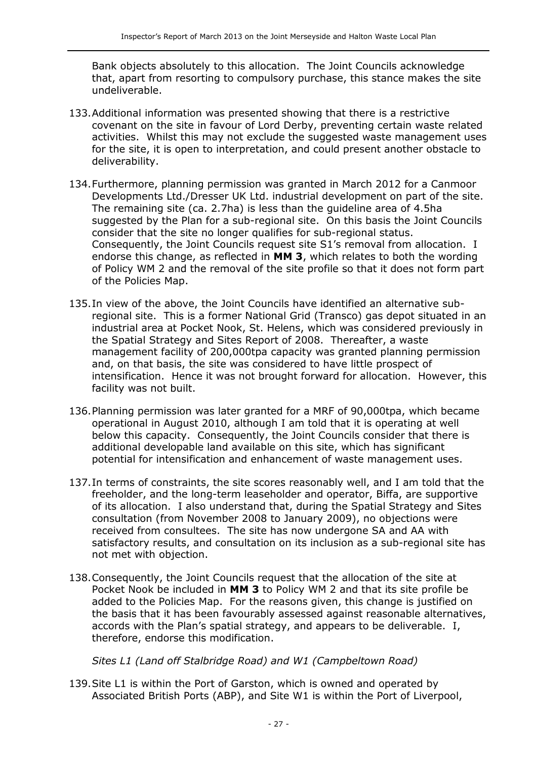Bank objects absolutely to this allocation. The Joint Councils acknowledge that, apart from resorting to compulsory purchase, this stance makes the site undeliverable.

133. Additional information was presented showing that there is a restrictive covenant on the site in favour of Lord Derby, preventing certain waste related activities. Whilst this may not exclude the suggested waste management uses for the site, it is open to interpretation, and could present another obstacle to deliverability.

134. Furthermore, planning permission was granted in March 2012 for a Canmoor Developments Ltd./Dresser UK Ltd. industrial development on part of the site. The remaining site (ca. 2.7ha) is less than the guideline area of 4.5ha suggested by the Plan for a sub-regional site. On this basis the Joint Councils consider that the site no longer qualifies for sub-regional status. Consequently, the Joint Councils request site S1's removal from allocation. I endorse this change, as reflected in **MM 3**, which relates to both the wording of Policy WM 2 and the removal of the site profile so that it does not form part of the Policies Map.

135. In view of the above, the Joint Councils have identified an alternative sub-regional site. This is a former National Grid (Transco) gas depot situated in an industrial area at Pocket Nook, St. Helens, which was considered previously in the Spatial Strategy and Sites Report of 2008. Thereafter, a waste management facility of 200,000tpa capacity was granted planning permission and, on that basis, the site was considered to have little prospect of intensification. Hence it was not brought forward for allocation. However, this facility was not built.

136. Planning permission was later granted for a MRF of 90,000tpa, which became operational in August 2010, although I am told that it is operating at well below this capacity. Consequently, the Joint Councils consider that there is additional developable land available on this site, which has significant potential for intensification and enhancement of waste management uses.

137. In terms of constraints, the site scores reasonably well, and I am told that the freeholder, and the long-term leaseholder and operator, Biffa, are supportive of its allocation. I also understand that, during the Spatial Strategy and Sites consultation (from November 2008 to January 2009), no objections were received from consultees. The site has now undergone SA and AA with satisfactory results, and consultation on its inclusion as a sub-regional site has not met with objection.

138. Consequently, the Joint Councils request that the allocation of the site at Pocket Nook be included in **MM 3** to Policy WM 2 and that its site profile be added to the Policies Map. For the reasons given, this change is justified on the basis that it has been favourably assessed against reasonable alternatives, accords with the Plan's spatial strategy, and appears to be deliverable. I, therefore, endorse this modification.

*Sites L1 (Land off Stalbridge Road) and W1 (Campbeltown Road)*

139. Site L1 is within the Port of Garston, which is owned and operated by Associated British Ports (ABP), and Site W1 is within the Port of Liverpool,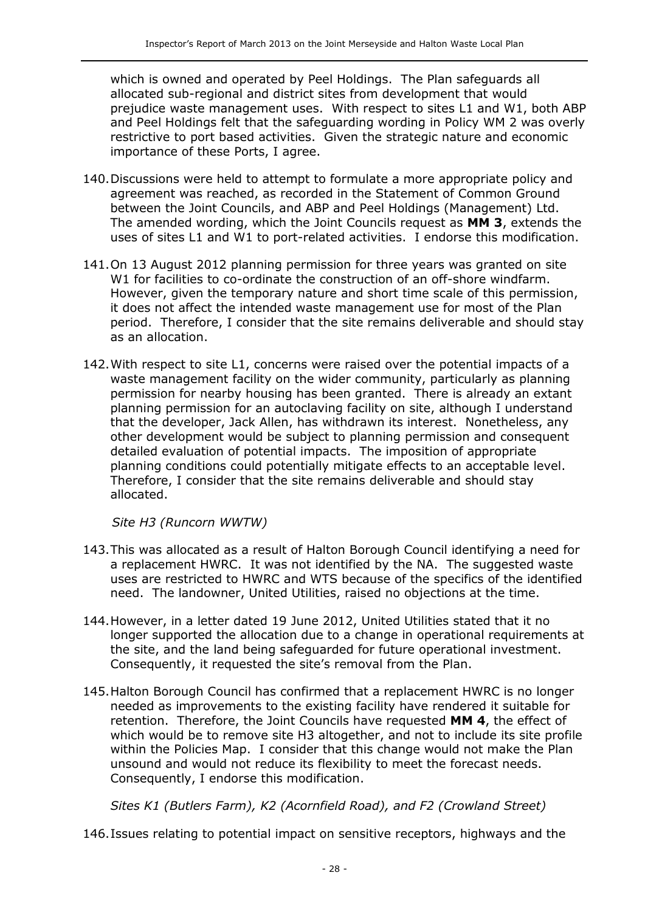which is owned and operated by Peel Holdings. The Plan safeguards all allocated sub-regional and district sites from development that would prejudice waste management uses. With respect to sites L1 and W1, both ABP and Peel Holdings felt that the safeguarding wording in Policy WM 2 was overly restrictive to port based activities. Given the strategic nature and economic importance of these Ports, I agree.

140. Discussions were held to attempt to formulate a more appropriate policy and agreement was reached, as recorded in the Statement of Common Ground between the Joint Councils, and ABP and Peel Holdings (Management) Ltd. The amended wording, which the Joint Councils request as **MM 3**, extends the uses of sites L1 and W1 to port-related activities. I endorse this modification.

141. On 13 August 2012 planning permission for three years was granted on site W1 for facilities to co-ordinate the construction of an off-shore windfarm. However, given the temporary nature and short time scale of this permission, it does not affect the intended waste management use for most of the Plan period. Therefore, I consider that the site remains deliverable and should stay as an allocation.

142. With respect to site L1, concerns were raised over the potential impacts of a waste management facility on the wider community, particularly as planning permission for nearby housing has been granted. There is already an extant planning permission for an autoclaving facility on site, although I understand that the developer, Jack Allen, has withdrawn its interest. Nonetheless, any other development would be subject to planning permission and consequent detailed evaluation of potential impacts. The imposition of appropriate planning conditions could potentially mitigate effects to an acceptable level. Therefore, I consider that the site remains deliverable and should stay allocated.

*Site H3 (Runcorn WWTW)*

143. This was allocated as a result of Halton Borough Council identifying a need for a replacement HWRC. It was not identified by the NA. The suggested waste uses are restricted to HWRC and WTS because of the specifics of the identified need. The landowner, United Utilities, raised no objections at the time.

144. However, in a letter dated 19 June 2012, United Utilities stated that it no longer supported the allocation due to a change in operational requirements at the site, and the land being safeguarded for future operational investment. Consequently, it requested the site's removal from the Plan.

145. Halton Borough Council has confirmed that a replacement HWRC is no longer needed as improvements to the existing facility have rendered it suitable for retention. Therefore, the Joint Councils have requested **MM 4**, the effect of which would be to remove site H3 altogether, and not to include its site profile within the Policies Map. I consider that this change would not make the Plan unsound and would not reduce its flexibility to meet the forecast needs. Consequently, I endorse this modification.

*Sites K1 (Butlers Farm), K2 (Acornfield Road), and F2 (Crowland Street)*

146. Issues relating to potential impact on sensitive receptors, highways and the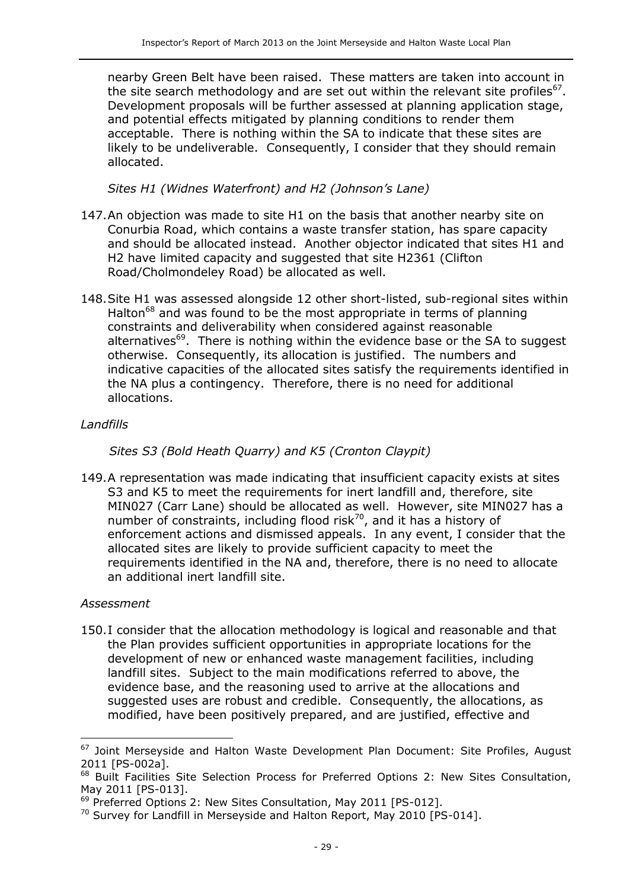nearby Green Belt have been raised. These matters are taken into account in the site search methodology and are set out within the relevant site profiles[67]. Development proposals will be further assessed at planning application stage, and potential effects mitigated by planning conditions to render them acceptable. There is nothing within the SA to indicate that these sites are likely to be undeliverable. Consequently, I consider that they should remain allocated.

*Sites H1 (Widnes Waterfront) and H2 (Johnson's Lane)*

147. An objection was made to site H1 on the basis that another nearby site on Conurbia Road, which contains a waste transfer station, has spare capacity and should be allocated instead. Another objector indicated that sites H1 and H2 have limited capacity and suggested that site H2361 (Clifton Road/Cholmondeley Road) be allocated as well.

148. Site H1 was assessed alongside 12 other short-listed, sub-regional sites within Halton[68] and was found to be the most appropriate in terms of planning constraints and deliverability when considered against reasonable alternatives[69]. There is nothing within the evidence base or the SA to suggest otherwise. Consequently, its allocation is justified. The numbers and indicative capacities of the allocated sites satisfy the requirements identified in the NA plus a contingency. Therefore, there is no need for additional allocations.

*Landfills*

*Sites S3 (Bold Heath Quarry) and K5 (Cronton Claypit)*

149. A representation was made indicating that insufficient capacity exists at sites S3 and K5 to meet the requirements for inert landfill and, therefore, site MIN027 (Carr Lane) should be allocated as well. However, site MIN027 has a number of constraints, including flood risk[70], and it has a history of enforcement actions and dismissed appeals. In any event, I consider that the allocated sites are likely to provide sufficient capacity to meet the requirements identified in the NA and, therefore, there is no need to allocate an additional inert landfill site.

*Assessment*

150. I consider that the allocation methodology is logical and reasonable and that the Plan provides sufficient opportunities in appropriate locations for the development of new or enhanced waste management facilities, including landfill sites. Subject to the main modifications referred to above, the evidence base, and the reasoning used to arrive at the allocations and suggested uses are robust and credible. Consequently, the allocations, as modified, have been positively prepared, and are justified, effective and

---

[67] Joint Merseyside and Halton Waste Development Plan Document: Site Profiles, August 2011 [PS-002a].

[68] Built Facilities Site Selection Process for Preferred Options 2: New Sites Consultation, May 2011 [PS-013].

[69] Preferred Options 2: New Sites Consultation, May 2011 [PS-012].

[70] Survey for Landfill in Merseyside and Halton Report, May 2010 [PS-014].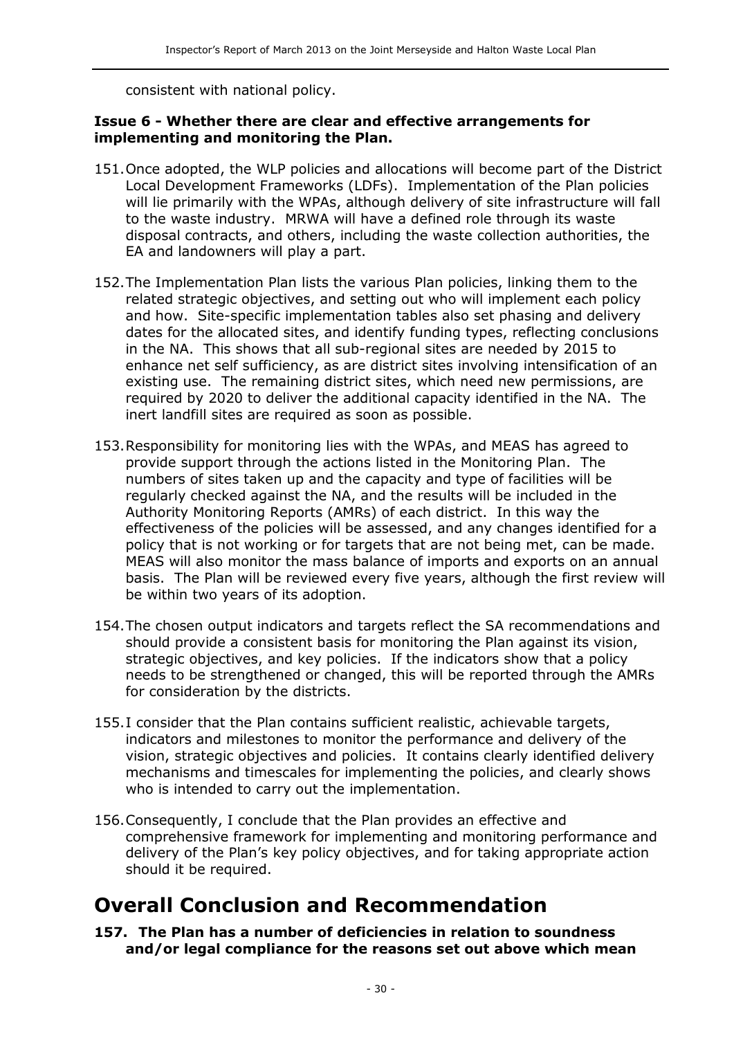consistent with national policy.

**Issue 6 - Whether there are clear and effective arrangements for implementing and monitoring the Plan.**

151. Once adopted, the WLP policies and allocations will become part of the District Local Development Frameworks (LDFs). Implementation of the Plan policies will lie primarily with the WPAs, although delivery of site infrastructure will fall to the waste industry. MRWA will have a defined role through its waste disposal contracts, and others, including the waste collection authorities, the EA and landowners will play a part.

152. The Implementation Plan lists the various Plan policies, linking them to the related strategic objectives, and setting out who will implement each policy and how. Site-specific implementation tables also set phasing and delivery dates for the allocated sites, and identify funding types, reflecting conclusions in the NA. This shows that all sub-regional sites are needed by 2015 to enhance net self sufficiency, as are district sites involving intensification of an existing use. The remaining district sites, which need new permissions, are required by 2020 to deliver the additional capacity identified in the NA. The inert landfill sites are required as soon as possible.

153. Responsibility for monitoring lies with the WPAs, and MEAS has agreed to provide support through the actions listed in the Monitoring Plan. The numbers of sites taken up and the capacity and type of facilities will be regularly checked against the NA, and the results will be included in the Authority Monitoring Reports (AMRs) of each district. In this way the effectiveness of the policies will be assessed, and any changes identified for a policy that is not working or for targets that are not being met, can be made. MEAS will also monitor the mass balance of imports and exports on an annual basis. The Plan will be reviewed every five years, although the first review will be within two years of its adoption.

154. The chosen output indicators and targets reflect the SA recommendations and should provide a consistent basis for monitoring the Plan against its vision, strategic objectives, and key policies. If the indicators show that a policy needs to be strengthened or changed, this will be reported through the AMRs for consideration by the districts.

155. I consider that the Plan contains sufficient realistic, achievable targets, indicators and milestones to monitor the performance and delivery of the vision, strategic objectives and policies. It contains clearly identified delivery mechanisms and timescales for implementing the policies, and clearly shows who is intended to carry out the implementation.

156. Consequently, I conclude that the Plan provides an effective and comprehensive framework for implementing and monitoring performance and delivery of the Plan's key policy objectives, and for taking appropriate action should it be required.

# Overall Conclusion and Recommendation

**157. The Plan has a number of deficiencies in relation to soundness and/or legal compliance for the reasons set out above which mean**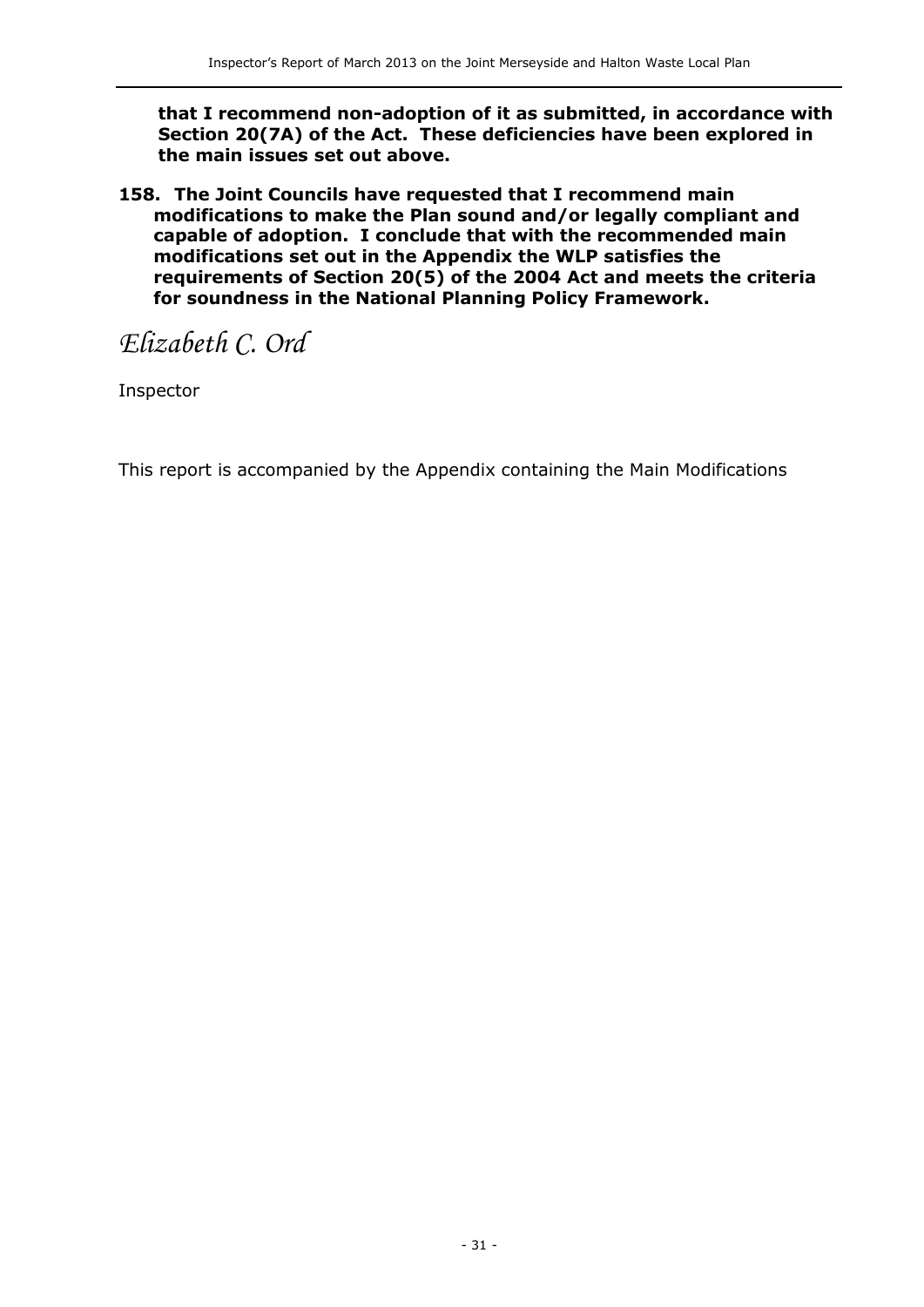**that I recommend non-adoption of it as submitted, in accordance with Section 20(7A) of the Act. These deficiencies have been explored in the main issues set out above.**

**158. The Joint Councils have requested that I recommend main modifications to make the Plan sound and/or legally compliant and capable of adoption. I conclude that with the recommended main modifications set out in the Appendix the WLP satisfies the requirements of Section 20(5) of the 2004 Act and meets the criteria for soundness in the National Planning Policy Framework.**

*Elizabeth C. Ord*

Inspector

This report is accompanied by the Appendix containing the Main Modifications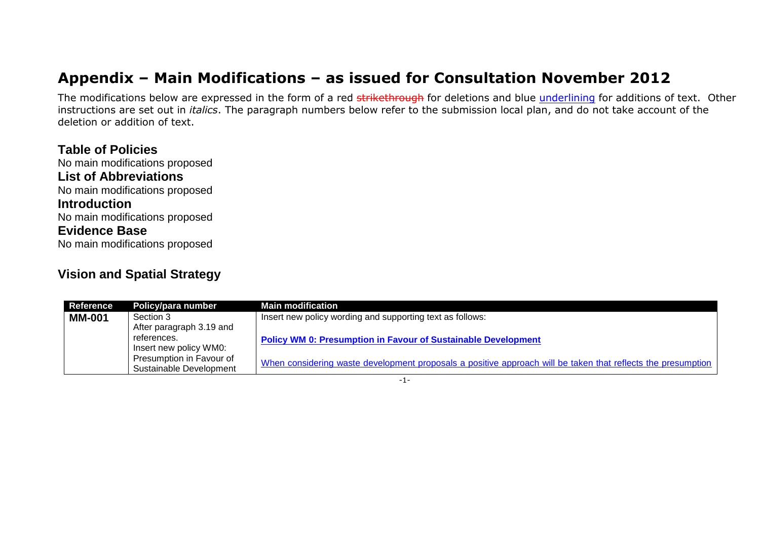# Appendix – Main Modifications – as issued for Consultation November 2012

The modifications below are expressed in the form of a red ~~strikethrough~~ for deletions and blue <u>underlining</u> for additions of text. Other instructions are set out in *italics*. The paragraph numbers below refer to the submission local plan, and do not take account of the deletion or addition of text.

## Table of Policies

No main modifications proposed

## List of Abbreviations

No main modifications proposed

## Introduction

No main modifications proposed

## Evidence Base

No main modifications proposed

## Vision and Spatial Strategy

| Reference | Policy/para number | Main modification |
|---|---|---|
| **MM-001** | Section 3<br>After paragraph 3.19 and references.<br>Insert new policy WM0: Presumption in Favour of Sustainable Development | Insert new policy wording and supporting text as follows:<br><br>**<u>Policy WM 0: Presumption in Favour of Sustainable Development</u>**<br><br><u>When considering waste development proposals a positive approach will be taken that reflects the presumption</u> |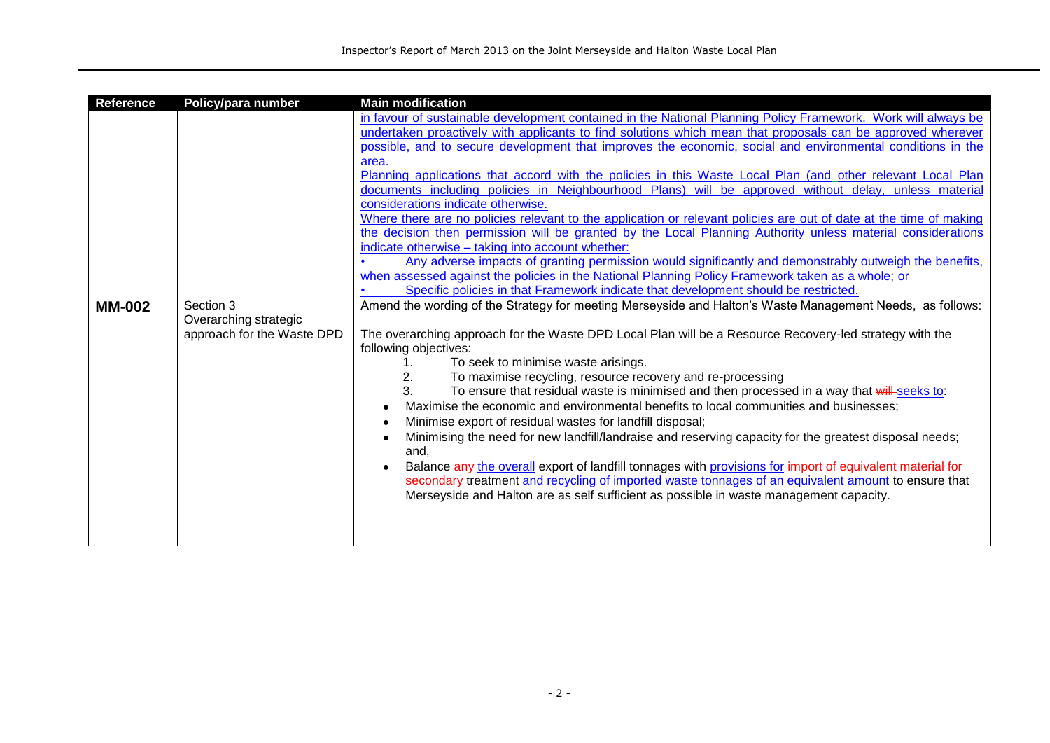| Reference | Policy/para number | Main modification |
|---|---|---|
| | | <u>in favour of sustainable development contained in the National Planning Policy Framework. Work will always be undertaken proactively with applicants to find solutions which mean that proposals can be approved wherever possible, and to secure development that improves the economic, social and environmental conditions in the area.</u><br><u>Planning applications that accord with the policies in this Waste Local Plan (and other relevant Local Plan documents including policies in Neighbourhood Plans) will be approved without delay, unless material considerations indicate otherwise.</u><br><u>Where there are no policies relevant to the application or relevant policies are out of date at the time of making the decision then permission will be granted by the Local Planning Authority unless material considerations indicate otherwise – taking into account whether:</u><br><u>• Any adverse impacts of granting permission would significantly and demonstrably outweigh the benefits, when assessed against the policies in the National Planning Policy Framework taken as a whole; or</u><br><u>• Specific policies in that Framework indicate that development should be restricted.</u> |
| **MM-002** | Section 3 Overarching strategic approach for the Waste DPD | Amend the wording of the Strategy for meeting Merseyside and Halton's Waste Management Needs, as follows:<br><br>The overarching approach for the Waste DPD Local Plan will be a Resource Recovery-led strategy with the following objectives:<br>1. To seek to minimise waste arisings.<br>2. To maximise recycling, resource recovery and re-processing<br>3. To ensure that residual waste is minimised and then processed in a way that ~~will~~ <u>seeks to</u>:<br>• Maximise the economic and environmental benefits to local communities and businesses;<br>• Minimise export of residual wastes for landfill disposal;<br>• Minimising the need for new landfill/landraise and reserving capacity for the greatest disposal needs; and,<br>• Balance ~~any~~ <u>the overall</u> export of landfill tonnages with <u>provisions for</u> ~~import of equivalent material for secondary~~ treatment <u>and recycling of imported waste tonnages of an equivalent amount</u> to ensure that Merseyside and Halton are as self sufficient as possible in waste management capacity. |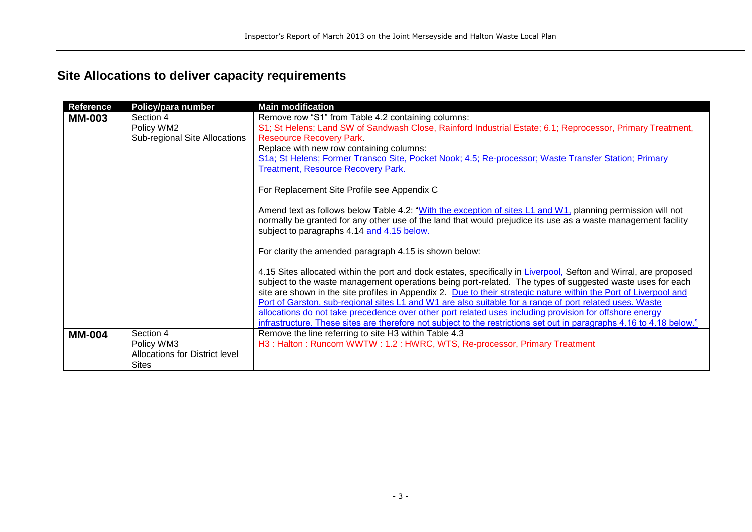## Site Allocations to deliver capacity requirements

| Reference | Policy/para number | Main modification |
|---|---|---|
| **MM-003** | Section 4<br>Policy WM2<br>Sub-regional Site Allocations | Remove row "S1" from Table 4.2 containing columns:<br>~~S1; St Helens; Land SW of Sandwash Close, Rainford Industrial Estate; 6.1; Reprocessor, Primary Treatment, Reseource Recovery Park~~.<br>Replace with new row containing columns:<br><u>S1a; St Helens; Former Transco Site, Pocket Nook; 4.5; Re-processor; Waste Transfer Station; Primary Treatment, Resource Recovery Park.</u><br><br>For Replacement Site Profile see Appendix C<br><br>Amend text as follows below Table 4.2: "<u>With the exception of sites L1 and W1,</u> planning permission will not normally be granted for any other use of the land that would prejudice its use as a waste management facility subject to paragraphs 4.14 <u>and 4.15 below.</u><br><br>For clarity the amended paragraph 4.15 is shown below:<br><br>4.15 Sites allocated within the port and dock estates, specifically in <u>Liverpool,</u> Sefton and Wirral, are proposed subject to the waste management operations being port-related. The types of suggested waste uses for each site are shown in the site profiles in Appendix 2. <u>Due to their strategic nature within the Port of Liverpool and Port of Garston, sub-regional sites L1 and W1 are also suitable for a range of port related uses. Waste allocations do not take precedence over other port related uses including provision for offshore energy infrastructure. These sites are therefore not subject to the restrictions set out in paragraphs 4.16 to 4.18 below."</u> |
| **MM-004** | Section 4<br>Policy WM3<br>Allocations for District level Sites | Remove the line referring to site H3 within Table 4.3<br>~~H3 : Halton : Runcorn WWTW : 1.2 : HWRC, WTS, Re-processor, Primary Treatment~~ |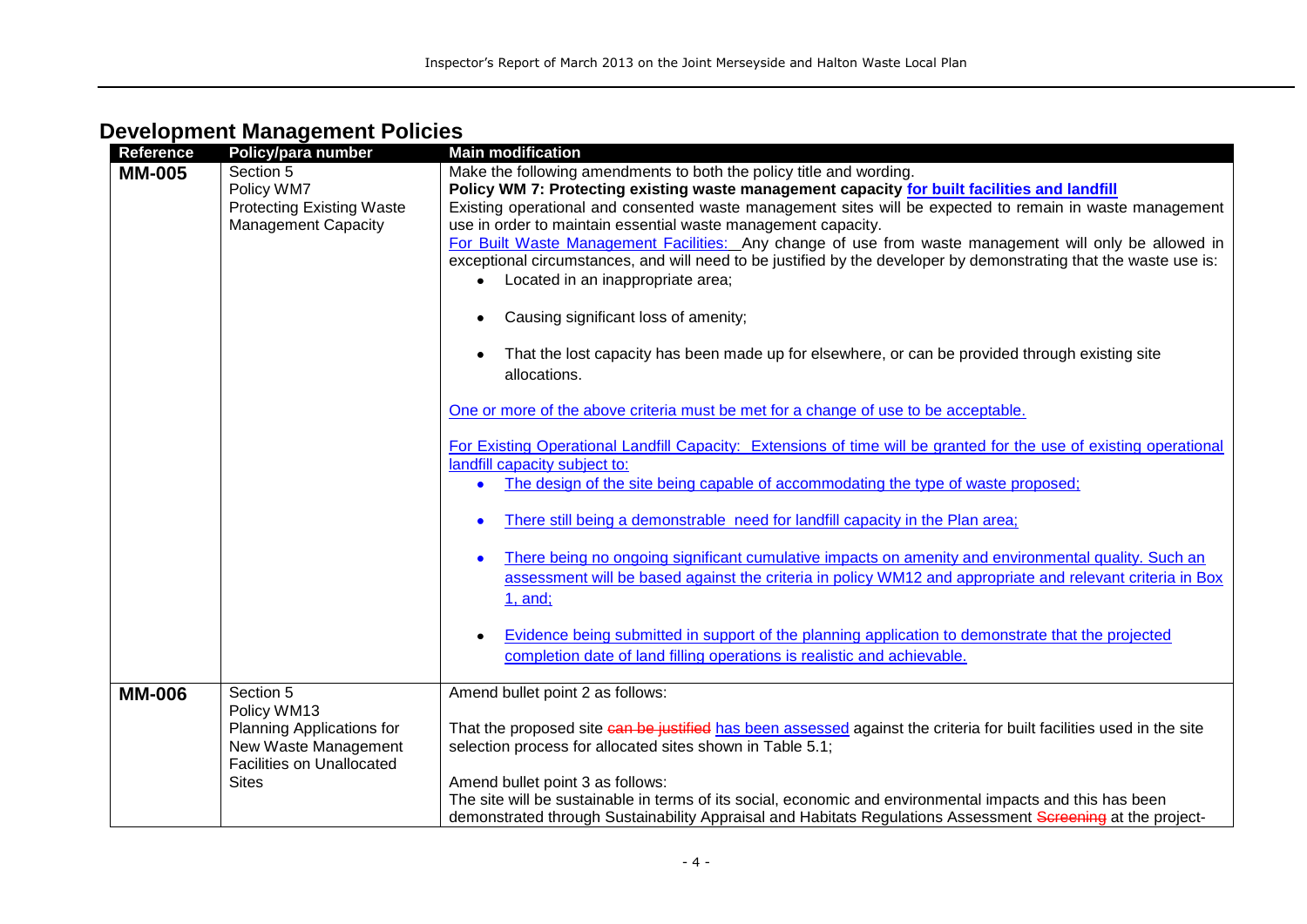# Development Management Policies

| Reference | Policy/para number | Main modification |
|---|---|---|
| **MM-005** | Section 5<br>Policy WM7<br>Protecting Existing Waste Management Capacity | Make the following amendments to both the policy title and wording.<br>**Policy WM 7: Protecting existing waste management capacity for built facilities and landfill**<br>Existing operational and consented waste management sites will be expected to remain in waste management use in order to maintain essential waste management capacity.<br>For Built Waste Management Facilities: Any change of use from waste management will only be allowed in exceptional circumstances, and will need to be justified by the developer by demonstrating that the waste use is:<br>• Located in an inappropriate area;<br>• Causing significant loss of amenity;<br>• That the lost capacity has been made up for elsewhere, or can be provided through existing site allocations.<br>One or more of the above criteria must be met for a change of use to be acceptable.<br>For Existing Operational Landfill Capacity: Extensions of time will be granted for the use of existing operational landfill capacity subject to:<br>• The design of the site being capable of accommodating the type of waste proposed;<br>• There still being a demonstrable need for landfill capacity in the Plan area;<br>• There being no ongoing significant cumulative impacts on amenity and environmental quality. Such an assessment will be based against the criteria in policy WM12 and appropriate and relevant criteria in Box 1, and;<br>• Evidence being submitted in support of the planning application to demonstrate that the projected completion date of land filling operations is realistic and achievable. |
| **MM-006** | Section 5<br>Policy WM13<br>Planning Applications for New Waste Management Facilities on Unallocated Sites | Amend bullet point 2 as follows:<br>That the proposed site ~~can be justified~~ has been assessed against the criteria for built facilities used in the site selection process for allocated sites shown in Table 5.1;<br>Amend bullet point 3 as follows:<br>The site will be sustainable in terms of its social, economic and environmental impacts and this has been demonstrated through Sustainability Appraisal and Habitats Regulations Assessment ~~Screening~~ at the project- |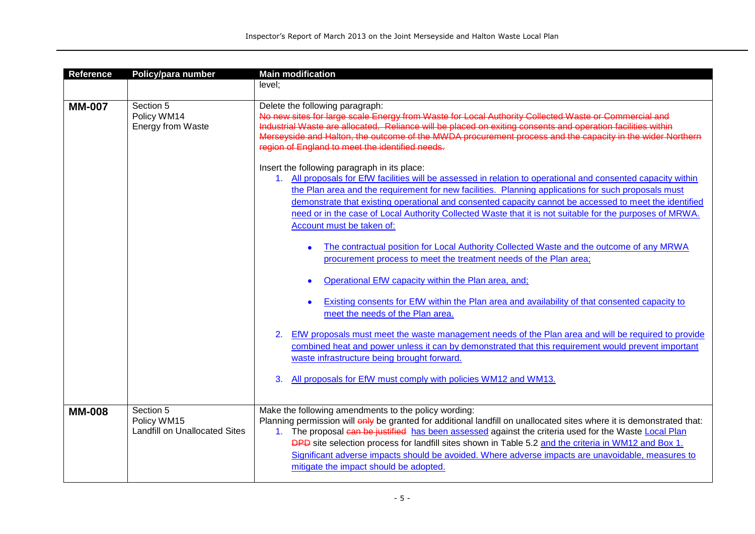| Reference | Policy/para number | Main modification |
|---|---|---|
| | | level; |
| **MM-007** | Section 5<br>Policy WM14<br>Energy from Waste | Delete the following paragraph:<br>~~No new sites for large scale Energy from Waste for Local Authority Collected Waste or Commercial and Industrial Waste are allocated. Reliance will be placed on exiting consents and operation facilities within Merseyside and Halton, the outcome of the MWDA procurement process and the capacity in the wider Northern region of England to meet the identified needs.~~<br><br>Insert the following paragraph in its place:<br>1. <u>All proposals for EfW facilities will be assessed in relation to operational and consented capacity within the Plan area and the requirement for new facilities. Planning applications for such proposals must demonstrate that existing operational and consented capacity cannot be accessed to meet the identified need or in the case of Local Authority Collected Waste that it is not suitable for the purposes of MRWA. Account must be taken of:</u><br>• <u>The contractual position for Local Authority Collected Waste and the outcome of any MRWA procurement process to meet the treatment needs of the Plan area;</u><br>• <u>Operational EfW capacity within the Plan area, and;</u><br>• <u>Existing consents for EfW within the Plan area and availability of that consented capacity to meet the needs of the Plan area.</u><br>2. <u>EfW proposals must meet the waste management needs of the Plan area and will be required to provide combined heat and power unless it can by demonstrated that this requirement would prevent important waste infrastructure being brought forward.</u><br>3. <u>All proposals for EfW must comply with policies WM12 and WM13.</u> |
| **MM-008** | Section 5<br>Policy WM15<br>Landfill on Unallocated Sites | Make the following amendments to the policy wording:<br>Planning permission will ~~only~~ be granted for additional landfill on unallocated sites where it is demonstrated that:<br>1. The proposal ~~can be justified~~ <u>has been assessed</u> against the criteria used for the Waste <u>Local Plan</u> ~~DPD~~ site selection process for landfill sites shown in Table 5.2 <u>and the criteria in WM12 and Box 1. Significant adverse impacts should be avoided. Where adverse impacts are unavoidable, measures to mitigate the impact should be adopted.</u> |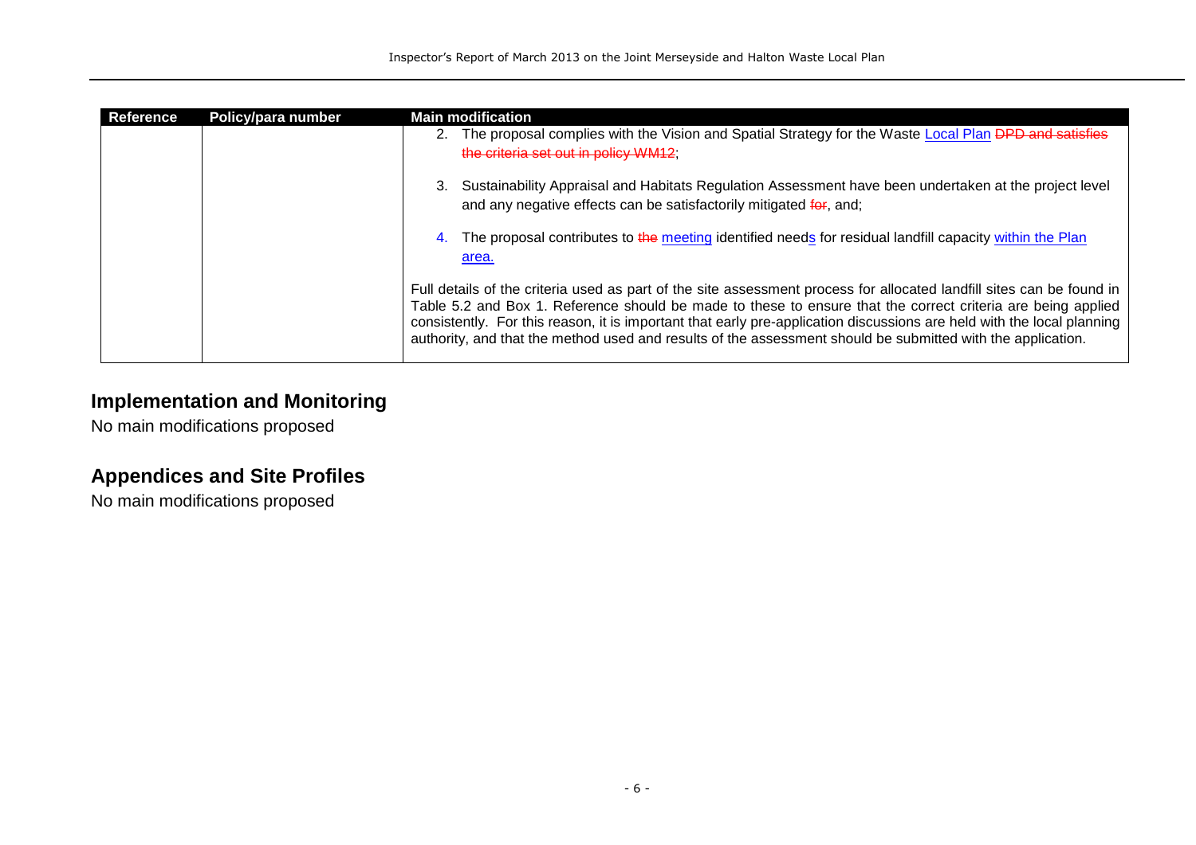| Reference | Policy/para number | Main modification |
|---|---|---|
| | | 2. The proposal complies with the Vision and Spatial Strategy for the Waste <u>Local Plan</u> ~~DPD and satisfies the criteria set out in policy WM12~~;<br><br>3. Sustainability Appraisal and Habitats Regulation Assessment have been undertaken at the project level and any negative effects can be satisfactorily mitigated ~~for~~, and;<br><br>4. The proposal contributes to ~~the~~ <u>meeting</u> identified need<u>s</u> for residual landfill capacity <u>within the Plan area.</u><br><br>Full details of the criteria used as part of the site assessment process for allocated landfill sites can be found in Table 5.2 and Box 1. Reference should be made to these to ensure that the correct criteria are being applied consistently. For this reason, it is important that early pre-application discussions are held with the local planning authority, and that the method used and results of the assessment should be submitted with the application. |

## Implementation and Monitoring

No main modifications proposed

## Appendices and Site Profiles

No main modifications proposed